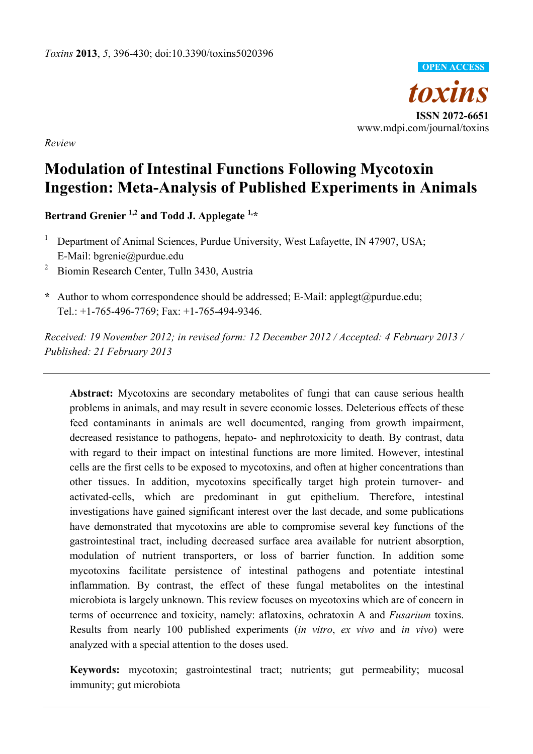*Review*

# Modulation of Intestinal Functions Following Mycotoxin Ingestion: Meta-Analysis of Published Experiments in Animals

**Bertrand Grenier [1,2] and Todd J. Applegate [1,*]**

[1] Department of Animal Sciences, Purdue University, West Lafayette, IN 47907, USA; E-Mail: bgrenie@purdue.edu

[2] Biomin Research Center, Tulln 3430, Austria

[*] Author to whom correspondence should be addressed; E-Mail: applegt@purdue.edu; Tel.: +1-765-496-7769; Fax: +1-765-494-9346.

*Received: 19 November 2012; in revised form: 12 December 2012 / Accepted: 4 February 2013 / Published: 21 February 2013*

---

**Abstract:** Mycotoxins are secondary metabolites of fungi that can cause serious health problems in animals, and may result in severe economic losses. Deleterious effects of these feed contaminants in animals are well documented, ranging from growth impairment, decreased resistance to pathogens, hepato- and nephrotoxicity to death. By contrast, data with regard to their impact on intestinal functions are more limited. However, intestinal cells are the first cells to be exposed to mycotoxins, and often at higher concentrations than other tissues. In addition, mycotoxins specifically target high protein turnover- and activated-cells, which are predominant in gut epithelium. Therefore, intestinal investigations have gained significant interest over the last decade, and some publications have demonstrated that mycotoxins are able to compromise several key functions of the gastrointestinal tract, including decreased surface area available for nutrient absorption, modulation of nutrient transporters, or loss of barrier function. In addition some mycotoxins facilitate persistence of intestinal pathogens and potentiate intestinal inflammation. By contrast, the effect of these fungal metabolites on the intestinal microbiota is largely unknown. This review focuses on mycotoxins which are of concern in terms of occurrence and toxicity, namely: aflatoxins, ochratoxin A and *Fusarium* toxins. Results from nearly 100 published experiments (*in vitro*, *ex vivo* and *in vivo*) were analyzed with a special attention to the doses used.

**Keywords:** mycotoxin; gastrointestinal tract; nutrients; gut permeability; mucosal immunity; gut microbiota

---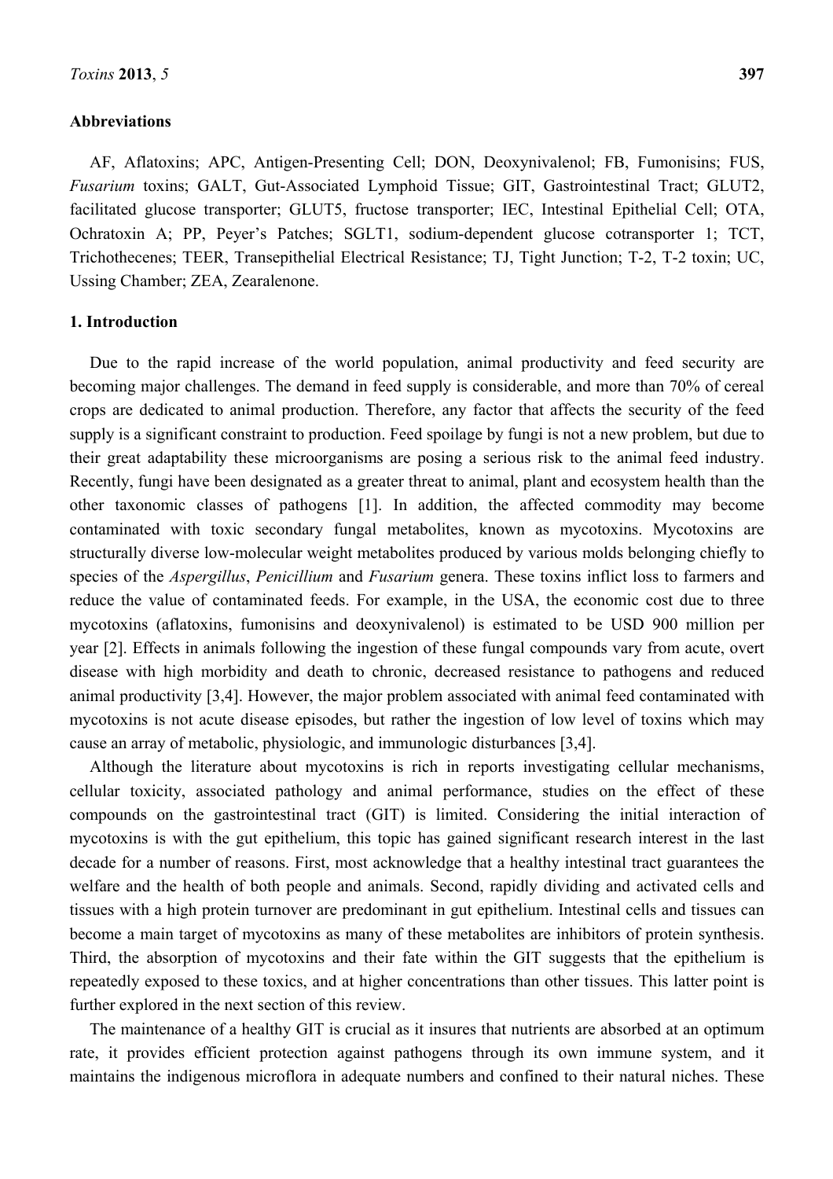**Abbreviations**

AF, Aflatoxins; APC, Antigen-Presenting Cell; DON, Deoxynivalenol; FB, Fumonisins; FUS, *Fusarium* toxins; GALT, Gut-Associated Lymphoid Tissue; GIT, Gastrointestinal Tract; GLUT2, facilitated glucose transporter; GLUT5, fructose transporter; IEC, Intestinal Epithelial Cell; OTA, Ochratoxin A; PP, Peyer's Patches; SGLT1, sodium-dependent glucose cotransporter 1; TCT, Trichothecenes; TEER, Transepithelial Electrical Resistance; TJ, Tight Junction; T-2, T-2 toxin; UC, Ussing Chamber; ZEA, Zearalenone.

## 1. Introduction

Due to the rapid increase of the world population, animal productivity and feed security are becoming major challenges. The demand in feed supply is considerable, and more than 70% of cereal crops are dedicated to animal production. Therefore, any factor that affects the security of the feed supply is a significant constraint to production. Feed spoilage by fungi is not a new problem, but due to their great adaptability these microorganisms are posing a serious risk to the animal feed industry. Recently, fungi have been designated as a greater threat to animal, plant and ecosystem health than the other taxonomic classes of pathogens [1]. In addition, the affected commodity may become contaminated with toxic secondary fungal metabolites, known as mycotoxins. Mycotoxins are structurally diverse low-molecular weight metabolites produced by various molds belonging chiefly to species of the *Aspergillus*, *Penicillium* and *Fusarium* genera. These toxins inflict loss to farmers and reduce the value of contaminated feeds. For example, in the USA, the economic cost due to three mycotoxins (aflatoxins, fumonisins and deoxynivalenol) is estimated to be USD 900 million per year [2]. Effects in animals following the ingestion of these fungal compounds vary from acute, overt disease with high morbidity and death to chronic, decreased resistance to pathogens and reduced animal productivity [3,4]. However, the major problem associated with animal feed contaminated with mycotoxins is not acute disease episodes, but rather the ingestion of low level of toxins which may cause an array of metabolic, physiologic, and immunologic disturbances [3,4].

Although the literature about mycotoxins is rich in reports investigating cellular mechanisms, cellular toxicity, associated pathology and animal performance, studies on the effect of these compounds on the gastrointestinal tract (GIT) is limited. Considering the initial interaction of mycotoxins is with the gut epithelium, this topic has gained significant research interest in the last decade for a number of reasons. First, most acknowledge that a healthy intestinal tract guarantees the welfare and the health of both people and animals. Second, rapidly dividing and activated cells and tissues with a high protein turnover are predominant in gut epithelium. Intestinal cells and tissues can become a main target of mycotoxins as many of these metabolites are inhibitors of protein synthesis. Third, the absorption of mycotoxins and their fate within the GIT suggests that the epithelium is repeatedly exposed to these toxics, and at higher concentrations than other tissues. This latter point is further explored in the next section of this review.

The maintenance of a healthy GIT is crucial as it insures that nutrients are absorbed at an optimum rate, it provides efficient protection against pathogens through its own immune system, and it maintains the indigenous microflora in adequate numbers and confined to their natural niches. These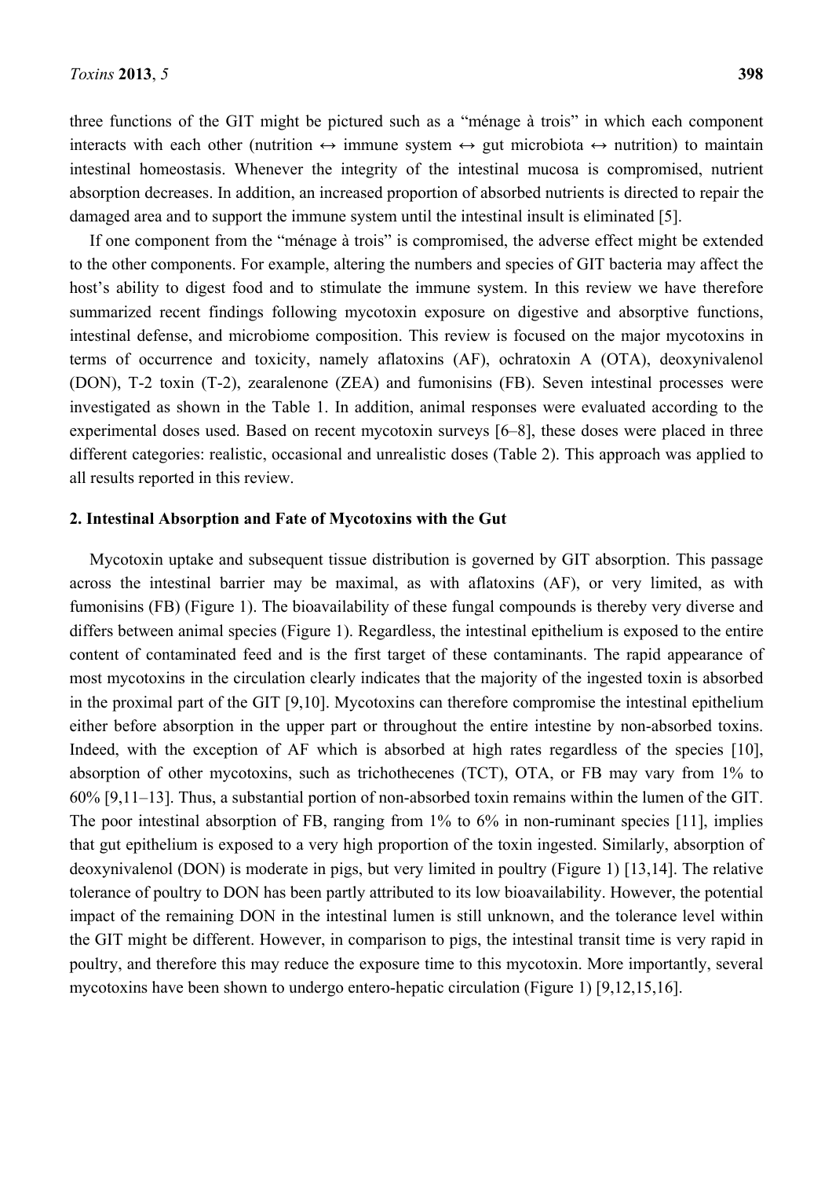three functions of the GIT might be pictured such as a "ménage à trois" in which each component interacts with each other (nutrition ↔ immune system ↔ gut microbiota ↔ nutrition) to maintain intestinal homeostasis. Whenever the integrity of the intestinal mucosa is compromised, nutrient absorption decreases. In addition, an increased proportion of absorbed nutrients is directed to repair the damaged area and to support the immune system until the intestinal insult is eliminated [5].

If one component from the "ménage à trois" is compromised, the adverse effect might be extended to the other components. For example, altering the numbers and species of GIT bacteria may affect the host's ability to digest food and to stimulate the immune system. In this review we have therefore summarized recent findings following mycotoxin exposure on digestive and absorptive functions, intestinal defense, and microbiome composition. This review is focused on the major mycotoxins in terms of occurrence and toxicity, namely aflatoxins (AF), ochratoxin A (OTA), deoxynivalenol (DON), T-2 toxin (T-2), zearalenone (ZEA) and fumonisins (FB). Seven intestinal processes were investigated as shown in the Table 1. In addition, animal responses were evaluated according to the experimental doses used. Based on recent mycotoxin surveys [6–8], these doses were placed in three different categories: realistic, occasional and unrealistic doses (Table 2). This approach was applied to all results reported in this review.

## 2. Intestinal Absorption and Fate of Mycotoxins with the Gut

Mycotoxin uptake and subsequent tissue distribution is governed by GIT absorption. This passage across the intestinal barrier may be maximal, as with aflatoxins (AF), or very limited, as with fumonisins (FB) (Figure 1). The bioavailability of these fungal compounds is thereby very diverse and differs between animal species (Figure 1). Regardless, the intestinal epithelium is exposed to the entire content of contaminated feed and is the first target of these contaminants. The rapid appearance of most mycotoxins in the circulation clearly indicates that the majority of the ingested toxin is absorbed in the proximal part of the GIT [9,10]. Mycotoxins can therefore compromise the intestinal epithelium either before absorption in the upper part or throughout the entire intestine by non-absorbed toxins. Indeed, with the exception of AF which is absorbed at high rates regardless of the species [10], absorption of other mycotoxins, such as trichothecenes (TCT), OTA, or FB may vary from 1% to 60% [9,11–13]. Thus, a substantial portion of non-absorbed toxin remains within the lumen of the GIT. The poor intestinal absorption of FB, ranging from 1% to 6% in non-ruminant species [11], implies that gut epithelium is exposed to a very high proportion of the toxin ingested. Similarly, absorption of deoxynivalenol (DON) is moderate in pigs, but very limited in poultry (Figure 1) [13,14]. The relative tolerance of poultry to DON has been partly attributed to its low bioavailability. However, the potential impact of the remaining DON in the intestinal lumen is still unknown, and the tolerance level within the GIT might be different. However, in comparison to pigs, the intestinal transit time is very rapid in poultry, and therefore this may reduce the exposure time to this mycotoxin. More importantly, several mycotoxins have been shown to undergo entero-hepatic circulation (Figure 1) [9,12,15,16].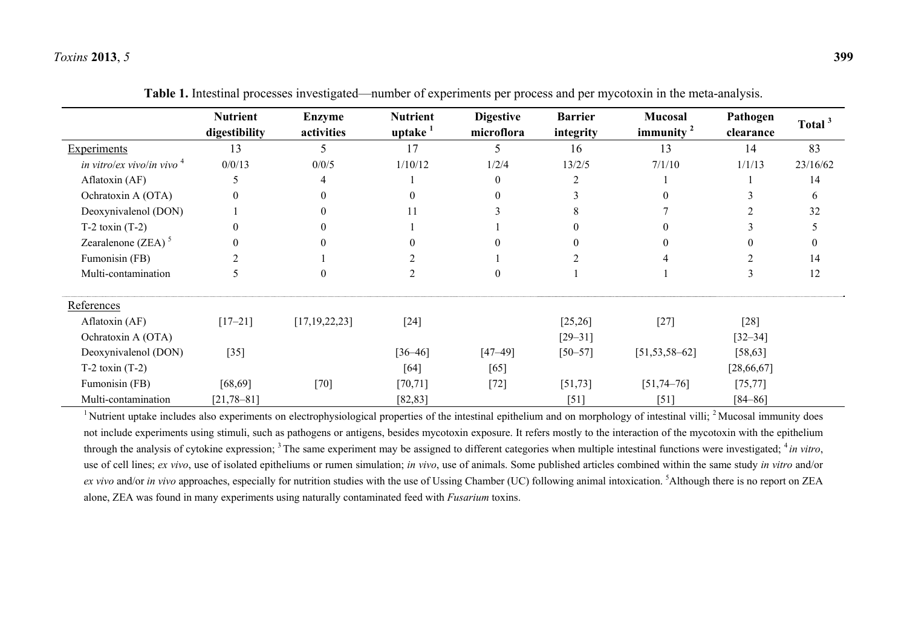**Table 1.** Intestinal processes investigated—number of experiments per process and per mycotoxin in the meta-analysis.

| | Nutrient digestibility | Enzyme activities | Nutrient uptake [1] | Digestive microflora | Barrier integrity | Mucosal immunity [2] | Pathogen clearance | Total [3] |
|---|---|---|---|---|---|---|---|---|
| Experiments | 13 | 5 | 17 | 5 | 16 | 13 | 14 | 83 |
| *in vitro*/*ex vivo*/*in vivo* [4] | 0/0/13 | 0/0/5 | 1/10/12 | 1/2/4 | 13/2/5 | 7/1/10 | 1/1/13 | 23/16/62 |
| Aflatoxin (AF) | 5 | 4 | 1 | 0 | 2 | 1 | 1 | 14 |
| Ochratoxin A (OTA) | 0 | 0 | 0 | 0 | 3 | 0 | 3 | 6 |
| Deoxynivalenol (DON) | 1 | 0 | 11 | 3 | 8 | 7 | 2 | 32 |
| T-2 toxin (T-2) | 0 | 0 | 1 | 1 | 0 | 0 | 3 | 5 |
| Zearalenone (ZEA) [5] | 0 | 0 | 0 | 0 | 0 | 0 | 0 | 0 |
| Fumonisin (FB) | 2 | 1 | 2 | 1 | 2 | 4 | 2 | 14 |
| Multi-contamination | 5 | 0 | 2 | 0 | 1 | 1 | 3 | 12 |
| References | | | | | | | | |
| Aflatoxin (AF) | [17–21] | [17,19,22,23] | [24] | | [25,26] | [27] | [28] | |
| Ochratoxin A (OTA) | | | | | [29–31] | | [32–34] | |
| Deoxynivalenol (DON) | [35] | | [36–46] | [47–49] | [50–57] | [51,53,58–62] | [58,63] | |
| T-2 toxin (T-2) | | | [64] | [65] | | | [28,66,67] | |
| Fumonisin (FB) | [68,69] | [70] | [70,71] | [72] | [51,73] | [51,74–76] | [75,77] | |
| Multi-contamination | [21,78–81] | | [82,83] | | [51] | [51] | [84–86] | |

[1] Nutrient uptake includes also experiments on electrophysiological properties of the intestinal epithelium and on morphology of intestinal villi; [2] Mucosal immunity does not include experiments using stimuli, such as pathogens or antigens, besides mycotoxin exposure. It refers mostly to the interaction of the mycotoxin with the epithelium through the analysis of cytokine expression; [3] The same experiment may be assigned to different categories when multiple intestinal functions were investigated; [4] *in vitro*, use of cell lines; *ex vivo*, use of isolated epitheliums or rumen simulation; *in vivo*, use of animals. Some published articles combined within the same study *in vitro* and/or *ex vivo* and/or *in vivo* approaches, especially for nutrition studies with the use of Ussing Chamber (UC) following animal intoxication. [5] Although there is no report on ZEA alone, ZEA was found in many experiments using naturally contaminated feed with *Fusarium* toxins.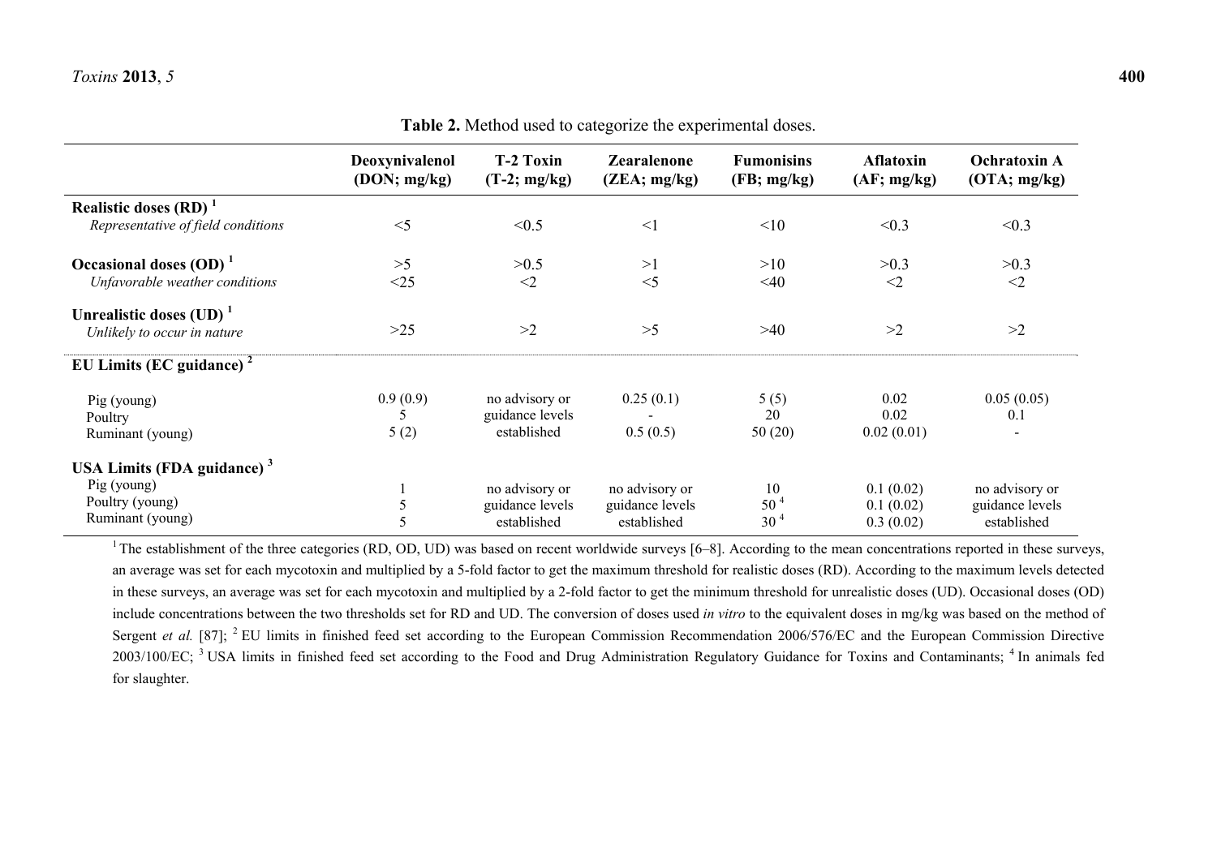**Table 2.** Method used to categorize the experimental doses.

| | Deoxynivalenol (DON; mg/kg) | T-2 Toxin (T-2; mg/kg) | Zearalenone (ZEA; mg/kg) | Fumonisins (FB; mg/kg) | Aflatoxin (AF; mg/kg) | Ochratoxin A (OTA; mg/kg) |
|---|---|---|---|---|---|---|
| **Realistic doses (RD)** [1] *Representative of field conditions* | <5 | <0.5 | <1 | <10 | <0.3 | <0.3 |
| **Occasional doses (OD)** [1] *Unfavorable weather conditions* | >5 <25 | >0.5 <2 | >1 <5 | >10 <40 | >0.3 <2 | >0.3 <2 |
| **Unrealistic doses (UD)** [1] *Unlikely to occur in nature* | >25 | >2 | >5 | >40 | >2 | >2 |
| **EU Limits (EC guidance)** [2] | | | | | | |
| Pig (young) | 0.9 (0.9) | no advisory or guidance levels established | 0.25 (0.1) | 5 (5) | 0.02 | 0.05 (0.05) |
| Poultry | 5 | | - | 20 | 0.02 | 0.1 |
| Ruminant (young) | 5 (2) | | 0.5 (0.5) | 50 (20) | 0.02 (0.01) | - |
| **USA Limits (FDA guidance)** [3] | | | | | | |
| Pig (young) | 1 | no advisory or guidance levels established | no advisory or guidance levels established | 10 | 0.1 (0.02) | no advisory or guidance levels established |
| Poultry (young) | 5 | | | 50 [4] | 0.1 (0.02) | |
| Ruminant (young) | 5 | | | 30 [4] | 0.3 (0.02) | |

[1] The establishment of the three categories (RD, OD, UD) was based on recent worldwide surveys [6–8]. According to the mean concentrations reported in these surveys, an average was set for each mycotoxin and multiplied by a 5-fold factor to get the maximum threshold for realistic doses (RD). According to the maximum levels detected in these surveys, an average was set for each mycotoxin and multiplied by a 2-fold factor to get the minimum threshold for unrealistic doses (UD). Occasional doses (OD) include concentrations between the two thresholds set for RD and UD. The conversion of doses used *in vitro* to the equivalent doses in mg/kg was based on the method of Sergent *et al.* [87]; [2] EU limits in finished feed set according to the European Commission Recommendation 2006/576/EC and the European Commission Directive 2003/100/EC; [3] USA limits in finished feed set according to the Food and Drug Administration Regulatory Guidance for Toxins and Contaminants; [4] In animals fed for slaughter.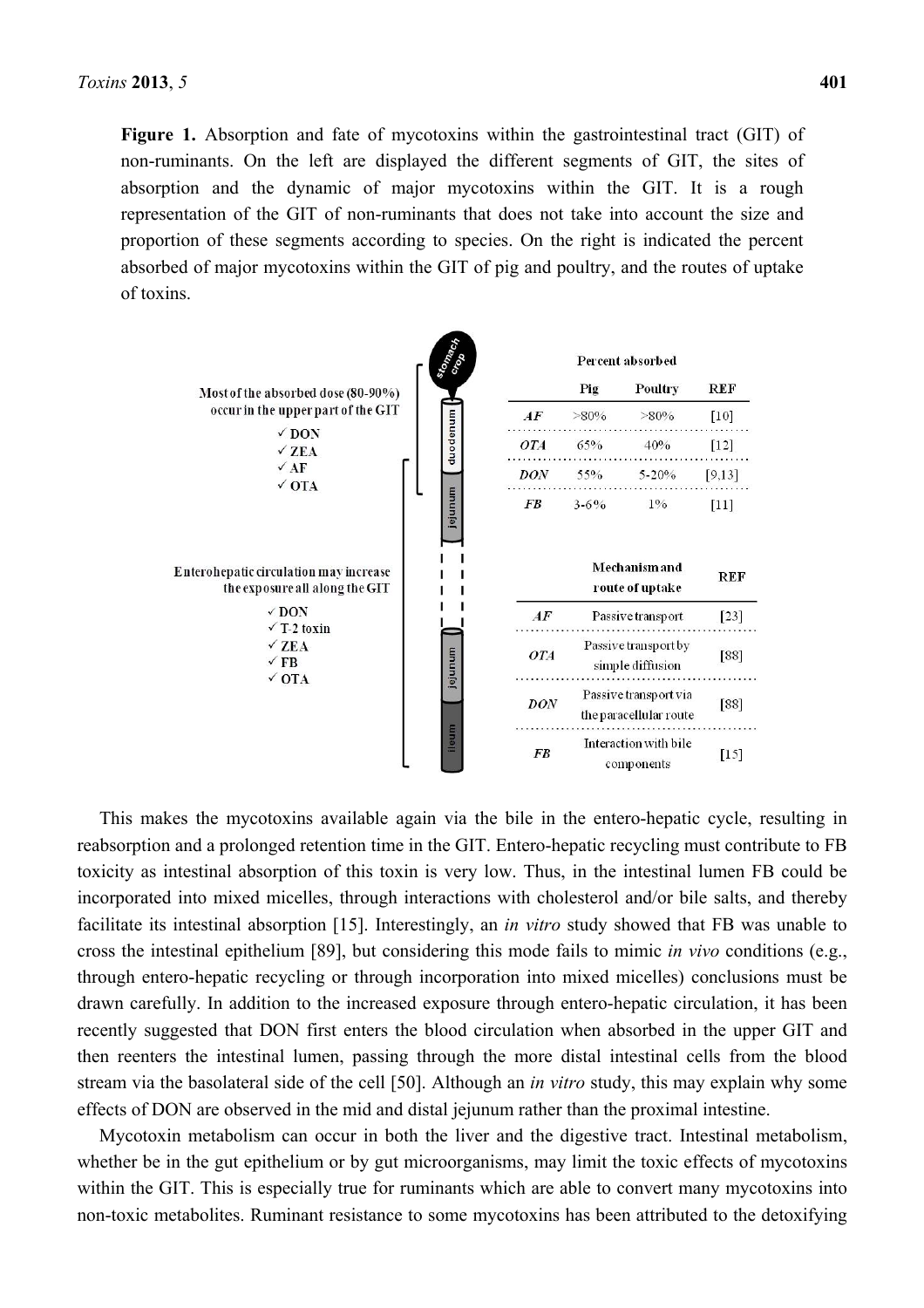**Figure 1.** Absorption and fate of mycotoxins within the gastrointestinal tract (GIT) of non-ruminants. On the left are displayed the different segments of GIT, the sites of absorption and the dynamic of major mycotoxins within the GIT. It is a rough representation of the GIT of non-ruminants that does not take into account the size and proportion of these segments according to species. On the right is indicated the percent absorbed of major mycotoxins within the GIT of pig and poultry, and the routes of uptake of toxins.

Most of the absorbed dose (80-90%) occur in the upper part of the GIT

- ✓ DON
- ✓ ZEA
- ✓ AF
- ✓ OTA

Enterohepatic circulation may increase the exposure all along the GIT

- ✓ DON
- ✓ T-2 toxin
- ✓ ZEA
- ✓ FB
- ✓ OTA

Segments: stomach crop, duodenum, jejunum, jejunum, ileum

| | Percent absorbed | | |
|---|---|---|---|
| | Pig | Poultry | REF |
| *AF* | >80% | >80% | [10] |
| *OTA* | 65% | 40% | [12] |
| *DON* | 55% | 5-20% | [9,13] |
| *FB* | 3-6% | 1% | [11] |

| | Mechanism and route of uptake | REF |
|---|---|---|
| *AF* | Passive transport | [23] |
| *OTA* | Passive transport by simple diffusion | [88] |
| *DON* | Passive transport via the paracellular route | [88] |
| *FB* | Interaction with bile components | [15] |

This makes the mycotoxins available again via the bile in the entero-hepatic cycle, resulting in reabsorption and a prolonged retention time in the GIT. Entero-hepatic recycling must contribute to FB toxicity as intestinal absorption of this toxin is very low. Thus, in the intestinal lumen FB could be incorporated into mixed micelles, through interactions with cholesterol and/or bile salts, and thereby facilitate its intestinal absorption [15]. Interestingly, an *in vitro* study showed that FB was unable to cross the intestinal epithelium [89], but considering this mode fails to mimic *in vivo* conditions (e.g., through entero-hepatic recycling or through incorporation into mixed micelles) conclusions must be drawn carefully. In addition to the increased exposure through entero-hepatic circulation, it has been recently suggested that DON first enters the blood circulation when absorbed in the upper GIT and then reenters the intestinal lumen, passing through the more distal intestinal cells from the blood stream via the basolateral side of the cell [50]. Although an *in vitro* study, this may explain why some effects of DON are observed in the mid and distal jejunum rather than the proximal intestine.

Mycotoxin metabolism can occur in both the liver and the digestive tract. Intestinal metabolism, whether be in the gut epithelium or by gut microorganisms, may limit the toxic effects of mycotoxins within the GIT. This is especially true for ruminants which are able to convert many mycotoxins into non-toxic metabolites. Ruminant resistance to some mycotoxins has been attributed to the detoxifying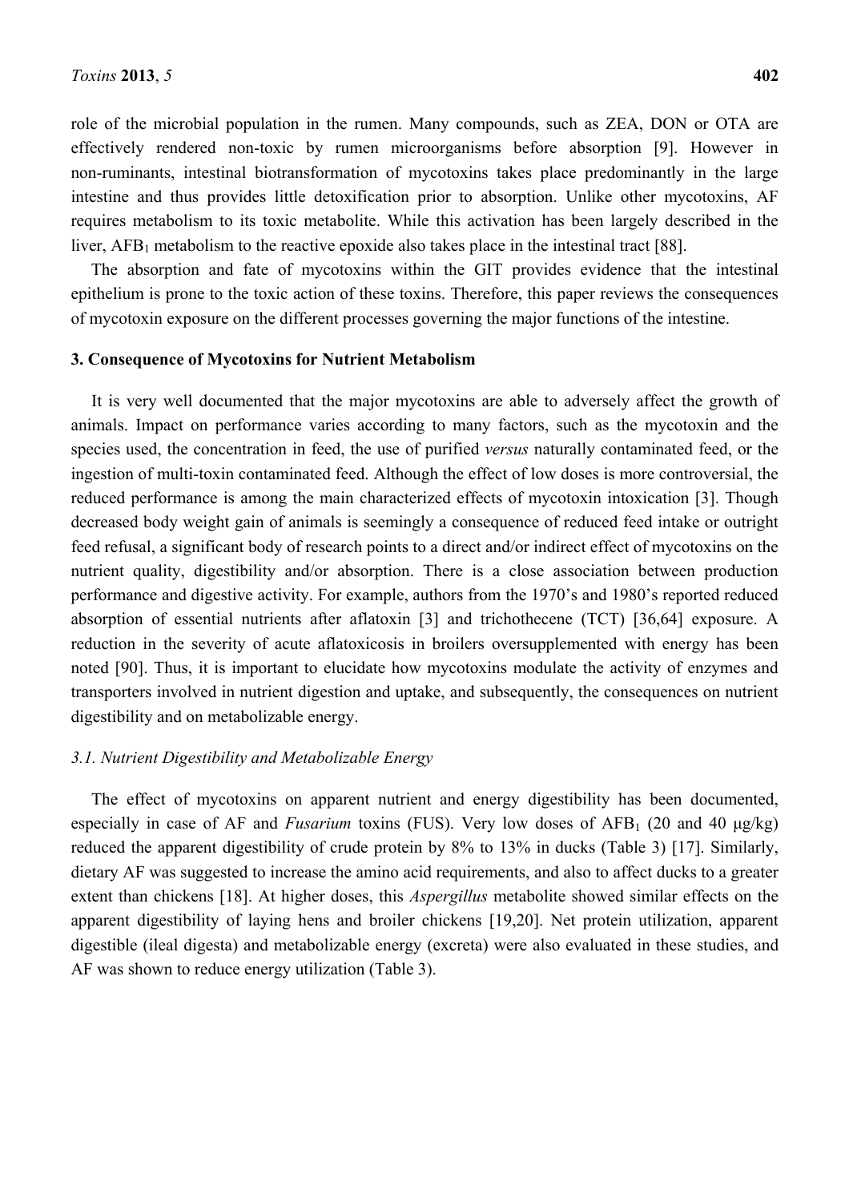role of the microbial population in the rumen. Many compounds, such as ZEA, DON or OTA are effectively rendered non-toxic by rumen microorganisms before absorption [9]. However in non-ruminants, intestinal biotransformation of mycotoxins takes place predominantly in the large intestine and thus provides little detoxification prior to absorption. Unlike other mycotoxins, AF requires metabolism to its toxic metabolite. While this activation has been largely described in the liver, $AFB_1$ metabolism to the reactive epoxide also takes place in the intestinal tract [88].

The absorption and fate of mycotoxins within the GIT provides evidence that the intestinal epithelium is prone to the toxic action of these toxins. Therefore, this paper reviews the consequences of mycotoxin exposure on the different processes governing the major functions of the intestine.

## 3. Consequence of Mycotoxins for Nutrient Metabolism

It is very well documented that the major mycotoxins are able to adversely affect the growth of animals. Impact on performance varies according to many factors, such as the mycotoxin and the species used, the concentration in feed, the use of purified *versus* naturally contaminated feed, or the ingestion of multi-toxin contaminated feed. Although the effect of low doses is more controversial, the reduced performance is among the main characterized effects of mycotoxin intoxication [3]. Though decreased body weight gain of animals is seemingly a consequence of reduced feed intake or outright feed refusal, a significant body of research points to a direct and/or indirect effect of mycotoxins on the nutrient quality, digestibility and/or absorption. There is a close association between production performance and digestive activity. For example, authors from the 1970's and 1980's reported reduced absorption of essential nutrients after aflatoxin [3] and trichothecene (TCT) [36,64] exposure. A reduction in the severity of acute aflatoxicosis in broilers oversupplemented with energy has been noted [90]. Thus, it is important to elucidate how mycotoxins modulate the activity of enzymes and transporters involved in nutrient digestion and uptake, and subsequently, the consequences on nutrient digestibility and on metabolizable energy.

### 3.1. Nutrient Digestibility and Metabolizable Energy

The effect of mycotoxins on apparent nutrient and energy digestibility has been documented, especially in case of AF and *Fusarium* toxins (FUS). Very low doses of $AFB_1$ (20 and 40 μg/kg) reduced the apparent digestibility of crude protein by 8% to 13% in ducks (Table 3) [17]. Similarly, dietary AF was suggested to increase the amino acid requirements, and also to affect ducks to a greater extent than chickens [18]. At higher doses, this *Aspergillus* metabolite showed similar effects on the apparent digestibility of laying hens and broiler chickens [19,20]. Net protein utilization, apparent digestible (ileal digesta) and metabolizable energy (excreta) were also evaluated in these studies, and AF was shown to reduce energy utilization (Table 3).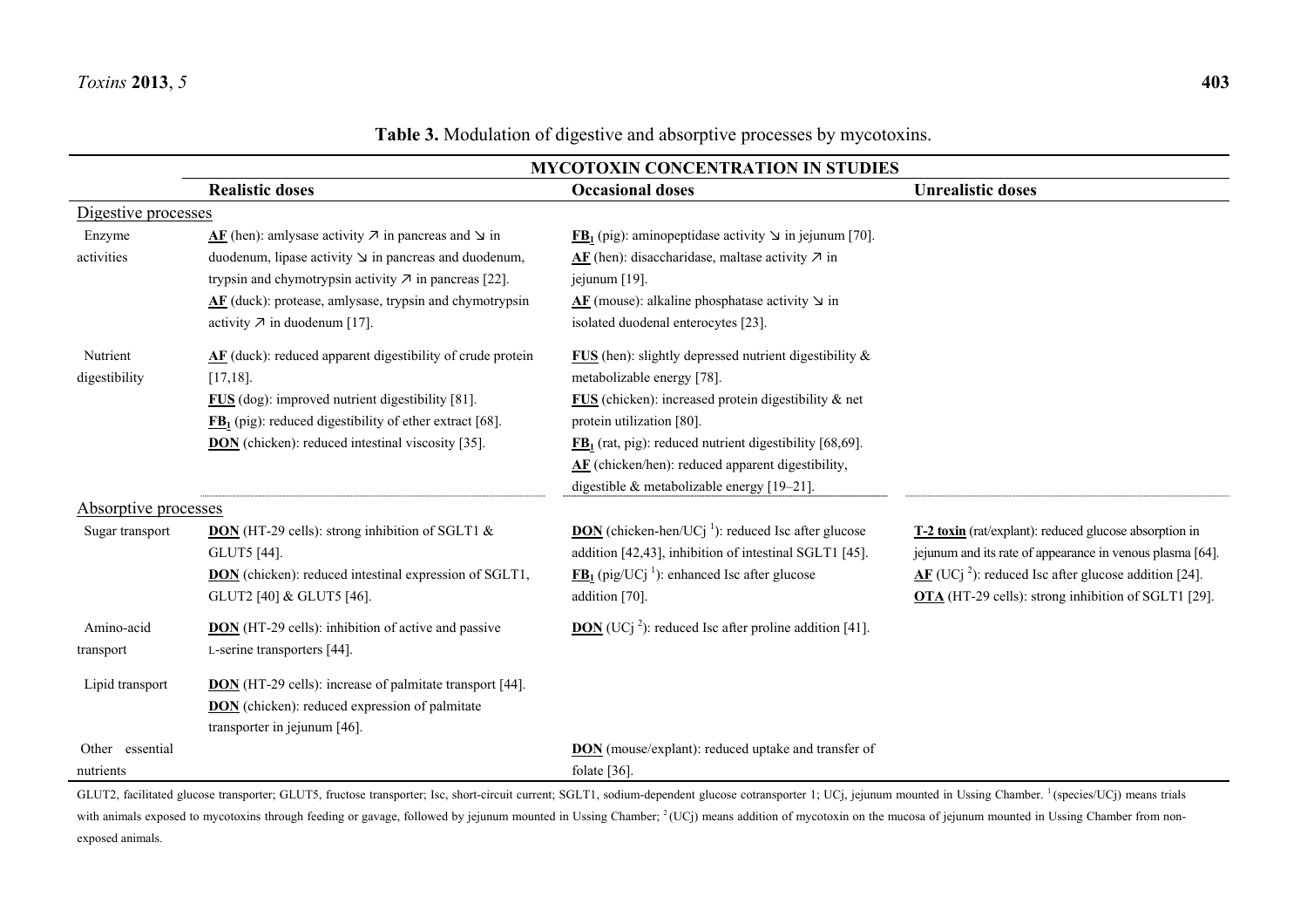**Table 3.** Modulation of digestive and absorptive processes by mycotoxins.

| | MYCOTOXIN CONCENTRATION IN STUDIES | | |
|---|---|---|---|
| | **Realistic doses** | **Occasional doses** | **Unrealistic doses** |
| Digestive processes | | | |
| Enzyme activities | **AF** (hen): amlysase activity ↗ in pancreas and ↘ in duodenum, lipase activity ↘ in pancreas and duodenum, trypsin and chymotrypsin activity ↗ in pancreas [22]. **AF** (duck): protease, amlysase, trypsin and chymotrypsin activity ↗ in duodenum [17]. | **$FB_1$** (pig): aminopeptidase activity ↘ in jejunum [70]. **AF** (hen): disaccharidase, maltase activity ↗ in jejunum [19]. **AF** (mouse): alkaline phosphatase activity ↘ in isolated duodenal enterocytes [23]. | |
| Nutrient digestibility | **AF** (duck): reduced apparent digestibility of crude protein [17,18]. **FUS** (dog): improved nutrient digestibility [81]. **$FB_1$** (pig): reduced digestibility of ether extract [68]. **DON** (chicken): reduced intestinal viscosity [35]. | **FUS** (hen): slightly depressed nutrient digestibility & metabolizable energy [78]. **FUS** (chicken): increased protein digestibility & net protein utilization [80]. **$FB_1$** (rat, pig): reduced nutrient digestibility [68,69]. **AF** (chicken/hen): reduced apparent digestibility, digestible & metabolizable energy [19–21]. | |
| Absorptive processes | | | |
| Sugar transport | **DON** (HT-29 cells): strong inhibition of SGLT1 & GLUT5 [44]. **DON** (chicken): reduced intestinal expression of SGLT1, GLUT2 [40] & GLUT5 [46]. | **DON** (chicken-hen/UCj [1]): reduced Isc after glucose addition [42,43], inhibition of intestinal SGLT1 [45]. **$FB_1$** (pig/UCj [1]): enhanced Isc after glucose addition [70]. | **T-2 toxin** (rat/explant): reduced glucose absorption in jejunum and its rate of appearance in venous plasma [64]. **AF** (UCj [2]): reduced Isc after glucose addition [24]. **OTA** (HT-29 cells): strong inhibition of SGLT1 [29]. |
| Amino-acid transport | **DON** (HT-29 cells): inhibition of active and passive L-serine transporters [44]. | **DON** (UCj [2]): reduced Isc after proline addition [41]. | |
| Lipid transport | **DON** (HT-29 cells): increase of palmitate transport [44]. **DON** (chicken): reduced expression of palmitate transporter in jejunum [46]. | | |
| Other essential nutrients | | **DON** (mouse/explant): reduced uptake and transfer of folate [36]. | |

GLUT2, facilitated glucose transporter; GLUT5, fructose transporter; Isc, short-circuit current; SGLT1, sodium-dependent glucose cotransporter 1; UCj, jejunum mounted in Ussing Chamber. [1] (species/UCj) means trials with animals exposed to mycotoxins through feeding or gavage, followed by jejunum mounted in Ussing Chamber; [2] (UCj) means addition of mycotoxin on the mucosa of jejunum mounted in Ussing Chamber from non-exposed animals.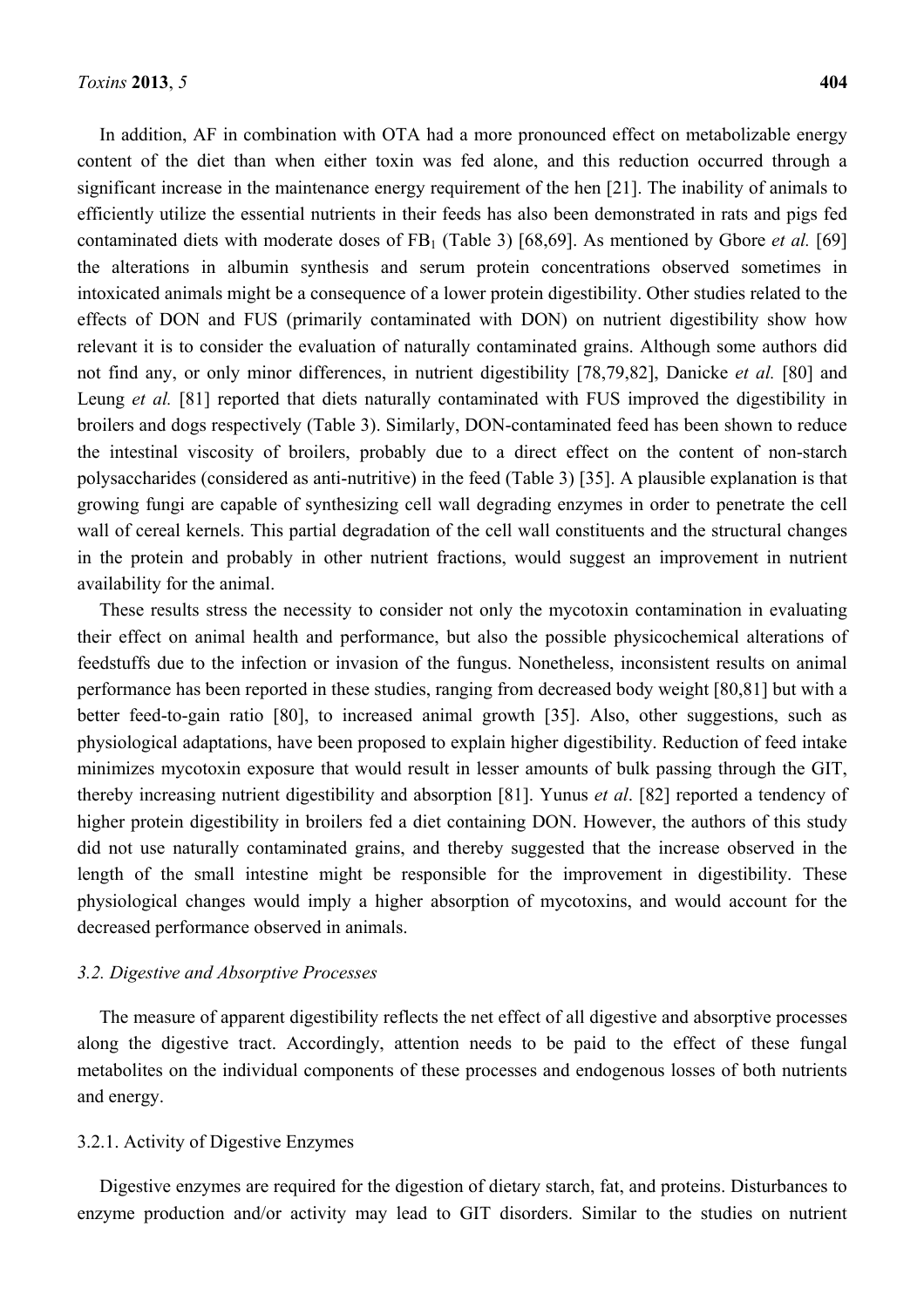In addition, AF in combination with OTA had a more pronounced effect on metabolizable energy content of the diet than when either toxin was fed alone, and this reduction occurred through a significant increase in the maintenance energy requirement of the hen [21]. The inability of animals to efficiently utilize the essential nutrients in their feeds has also been demonstrated in rats and pigs fed contaminated diets with moderate doses of $FB_1$ (Table 3) [68,69]. As mentioned by Gbore *et al.* [69] the alterations in albumin synthesis and serum protein concentrations observed sometimes in intoxicated animals might be a consequence of a lower protein digestibility. Other studies related to the effects of DON and FUS (primarily contaminated with DON) on nutrient digestibility show how relevant it is to consider the evaluation of naturally contaminated grains. Although some authors did not find any, or only minor differences, in nutrient digestibility [78,79,82], Danicke *et al.* [80] and Leung *et al.* [81] reported that diets naturally contaminated with FUS improved the digestibility in broilers and dogs respectively (Table 3). Similarly, DON-contaminated feed has been shown to reduce the intestinal viscosity of broilers, probably due to a direct effect on the content of non-starch polysaccharides (considered as anti-nutritive) in the feed (Table 3) [35]. A plausible explanation is that growing fungi are capable of synthesizing cell wall degrading enzymes in order to penetrate the cell wall of cereal kernels. This partial degradation of the cell wall constituents and the structural changes in the protein and probably in other nutrient fractions, would suggest an improvement in nutrient availability for the animal.

These results stress the necessity to consider not only the mycotoxin contamination in evaluating their effect on animal health and performance, but also the possible physicochemical alterations of feedstuffs due to the infection or invasion of the fungus. Nonetheless, inconsistent results on animal performance has been reported in these studies, ranging from decreased body weight [80,81] but with a better feed-to-gain ratio [80], to increased animal growth [35]. Also, other suggestions, such as physiological adaptations, have been proposed to explain higher digestibility. Reduction of feed intake minimizes mycotoxin exposure that would result in lesser amounts of bulk passing through the GIT, thereby increasing nutrient digestibility and absorption [81]. Yunus *et al*. [82] reported a tendency of higher protein digestibility in broilers fed a diet containing DON. However, the authors of this study did not use naturally contaminated grains, and thereby suggested that the increase observed in the length of the small intestine might be responsible for the improvement in digestibility. These physiological changes would imply a higher absorption of mycotoxins, and would account for the decreased performance observed in animals.

### *3.2. Digestive and Absorptive Processes*

The measure of apparent digestibility reflects the net effect of all digestive and absorptive processes along the digestive tract. Accordingly, attention needs to be paid to the effect of these fungal metabolites on the individual components of these processes and endogenous losses of both nutrients and energy.

#### 3.2.1. Activity of Digestive Enzymes

Digestive enzymes are required for the digestion of dietary starch, fat, and proteins. Disturbances to enzyme production and/or activity may lead to GIT disorders. Similar to the studies on nutrient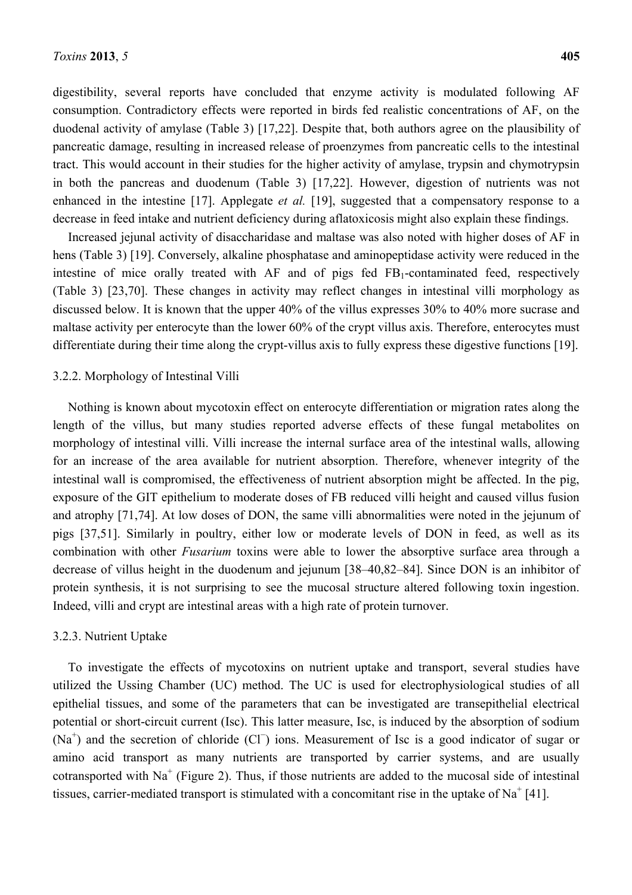digestibility, several reports have concluded that enzyme activity is modulated following AF consumption. Contradictory effects were reported in birds fed realistic concentrations of AF, on the duodenal activity of amylase (Table 3) [17,22]. Despite that, both authors agree on the plausibility of pancreatic damage, resulting in increased release of proenzymes from pancreatic cells to the intestinal tract. This would account in their studies for the higher activity of amylase, trypsin and chymotrypsin in both the pancreas and duodenum (Table 3) [17,22]. However, digestion of nutrients was not enhanced in the intestine [17]. Applegate *et al.* [19], suggested that a compensatory response to a decrease in feed intake and nutrient deficiency during aflatoxicosis might also explain these findings.

Increased jejunal activity of disaccharidase and maltase was also noted with higher doses of AF in hens (Table 3) [19]. Conversely, alkaline phosphatase and aminopeptidase activity were reduced in the intestine of mice orally treated with AF and of pigs fed $FB_1$-contaminated feed, respectively (Table 3) [23,70]. These changes in activity may reflect changes in intestinal villi morphology as discussed below. It is known that the upper 40% of the villus expresses 30% to 40% more sucrase and maltase activity per enterocyte than the lower 60% of the crypt villus axis. Therefore, enterocytes must differentiate during their time along the crypt-villus axis to fully express these digestive functions [19].

### 3.2.2. Morphology of Intestinal Villi

Nothing is known about mycotoxin effect on enterocyte differentiation or migration rates along the length of the villus, but many studies reported adverse effects of these fungal metabolites on morphology of intestinal villi. Villi increase the internal surface area of the intestinal walls, allowing for an increase of the area available for nutrient absorption. Therefore, whenever integrity of the intestinal wall is compromised, the effectiveness of nutrient absorption might be affected. In the pig, exposure of the GIT epithelium to moderate doses of FB reduced villi height and caused villus fusion and atrophy [71,74]. At low doses of DON, the same villi abnormalities were noted in the jejunum of pigs [37,51]. Similarly in poultry, either low or moderate levels of DON in feed, as well as its combination with other *Fusarium* toxins were able to lower the absorptive surface area through a decrease of villus height in the duodenum and jejunum [38–40,82–84]. Since DON is an inhibitor of protein synthesis, it is not surprising to see the mucosal structure altered following toxin ingestion. Indeed, villi and crypt are intestinal areas with a high rate of protein turnover.

### 3.2.3. Nutrient Uptake

To investigate the effects of mycotoxins on nutrient uptake and transport, several studies have utilized the Ussing Chamber (UC) method. The UC is used for electrophysiological studies of all epithelial tissues, and some of the parameters that can be investigated are transepithelial electrical potential or short-circuit current (Isc). This latter measure, Isc, is induced by the absorption of sodium ($Na^+$) and the secretion of chloride ($Cl^-$) ions. Measurement of Isc is a good indicator of sugar or amino acid transport as many nutrients are transported by carrier systems, and are usually cotransported with $Na^+$ (Figure 2). Thus, if those nutrients are added to the mucosal side of intestinal tissues, carrier-mediated transport is stimulated with a concomitant rise in the uptake of $Na^+$ [41].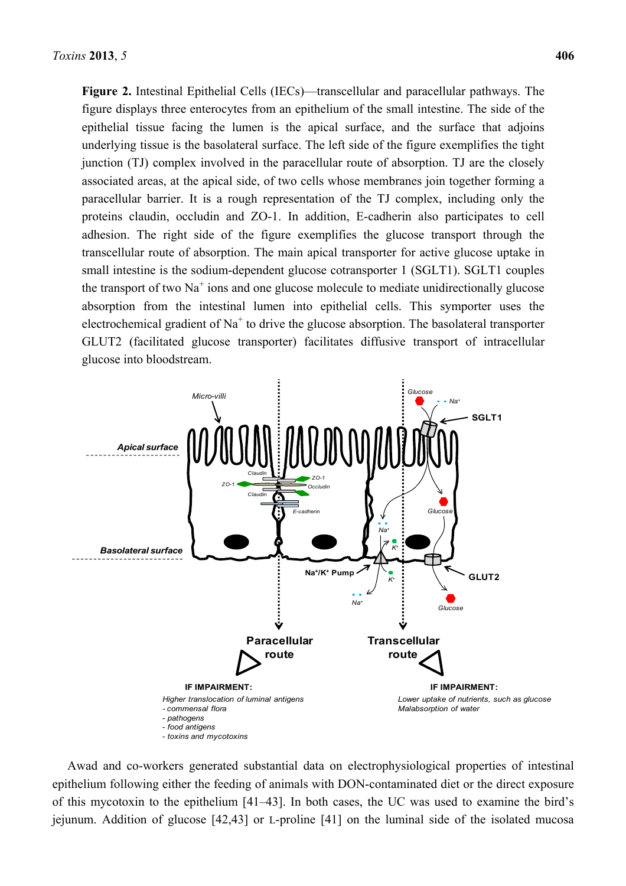**Figure 2.** Intestinal Epithelial Cells (IECs)—transcellular and paracellular pathways. The figure displays three enterocytes from an epithelium of the small intestine. The side of the epithelial tissue facing the lumen is the apical surface, and the surface that adjoins underlying tissue is the basolateral surface. The left side of the figure exemplifies the tight junction (TJ) complex involved in the paracellular route of absorption. TJ are the closely associated areas, at the apical side, of two cells whose membranes join together forming a paracellular barrier. It is a rough representation of the TJ complex, including only the proteins claudin, occludin and ZO-1. In addition, E-cadherin also participates to cell adhesion. The right side of the figure exemplifies the glucose transport through the transcellular route of absorption. The main apical transporter for active glucose uptake in small intestine is the sodium-dependent glucose cotransporter 1 (SGLT1). SGLT1 couples the transport of two $Na^+$ ions and one glucose molecule to mediate unidirectionally glucose absorption from the intestinal lumen into epithelial cells. This symporter uses the electrochemical gradient of $Na^+$ to drive the glucose absorption. The basolateral transporter GLUT2 (facilitated glucose transporter) facilitates diffusive transport of intracellular glucose into bloodstream.

Awad and co-workers generated substantial data on electrophysiological properties of intestinal epithelium following either the feeding of animals with DON-contaminated diet or the direct exposure of this mycotoxin to the epithelium [41–43]. In both cases, the UC was used to examine the bird's jejunum. Addition of glucose [42,43] or L-proline [41] on the luminal side of the isolated mucosa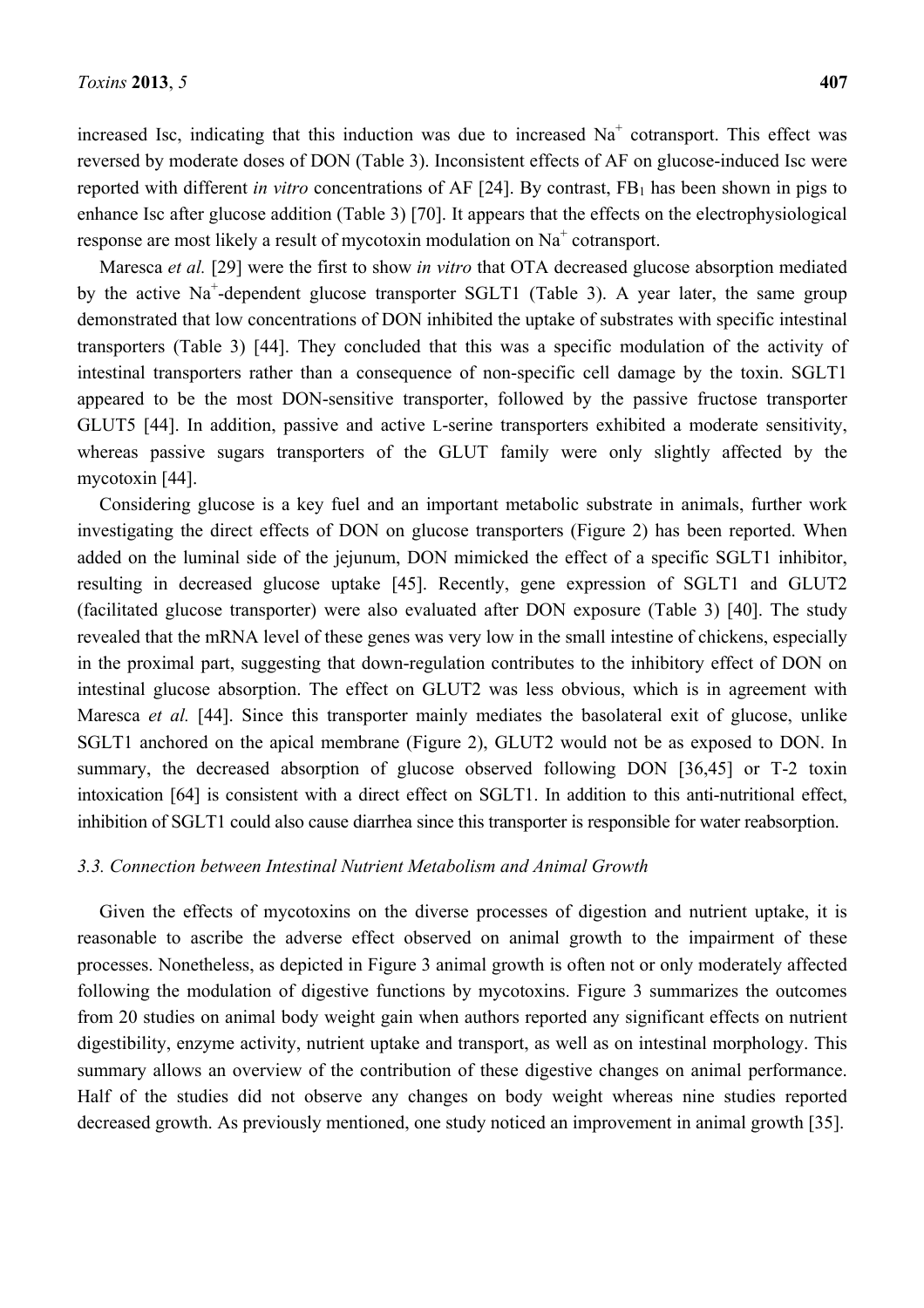increased Isc, indicating that this induction was due to increased $Na^+$ cotransport. This effect was reversed by moderate doses of DON (Table 3). Inconsistent effects of AF on glucose-induced Isc were reported with different *in vitro* concentrations of AF [24]. By contrast, $FB_1$ has been shown in pigs to enhance Isc after glucose addition (Table 3) [70]. It appears that the effects on the electrophysiological response are most likely a result of mycotoxin modulation on $Na^+$ cotransport.

Maresca *et al.* [29] were the first to show *in vitro* that OTA decreased glucose absorption mediated by the active $Na^+$-dependent glucose transporter SGLT1 (Table 3). A year later, the same group demonstrated that low concentrations of DON inhibited the uptake of substrates with specific intestinal transporters (Table 3) [44]. They concluded that this was a specific modulation of the activity of intestinal transporters rather than a consequence of non-specific cell damage by the toxin. SGLT1 appeared to be the most DON-sensitive transporter, followed by the passive fructose transporter GLUT5 [44]. In addition, passive and active L-serine transporters exhibited a moderate sensitivity, whereas passive sugars transporters of the GLUT family were only slightly affected by the mycotoxin [44].

Considering glucose is a key fuel and an important metabolic substrate in animals, further work investigating the direct effects of DON on glucose transporters (Figure 2) has been reported. When added on the luminal side of the jejunum, DON mimicked the effect of a specific SGLT1 inhibitor, resulting in decreased glucose uptake [45]. Recently, gene expression of SGLT1 and GLUT2 (facilitated glucose transporter) were also evaluated after DON exposure (Table 3) [40]. The study revealed that the mRNA level of these genes was very low in the small intestine of chickens, especially in the proximal part, suggesting that down-regulation contributes to the inhibitory effect of DON on intestinal glucose absorption. The effect on GLUT2 was less obvious, which is in agreement with Maresca *et al.* [44]. Since this transporter mainly mediates the basolateral exit of glucose, unlike SGLT1 anchored on the apical membrane (Figure 2), GLUT2 would not be as exposed to DON. In summary, the decreased absorption of glucose observed following DON [36,45] or T-2 toxin intoxication [64] is consistent with a direct effect on SGLT1. In addition to this anti-nutritional effect, inhibition of SGLT1 could also cause diarrhea since this transporter is responsible for water reabsorption.

### *3.3. Connection between Intestinal Nutrient Metabolism and Animal Growth*

Given the effects of mycotoxins on the diverse processes of digestion and nutrient uptake, it is reasonable to ascribe the adverse effect observed on animal growth to the impairment of these processes. Nonetheless, as depicted in Figure 3 animal growth is often not or only moderately affected following the modulation of digestive functions by mycotoxins. Figure 3 summarizes the outcomes from 20 studies on animal body weight gain when authors reported any significant effects on nutrient digestibility, enzyme activity, nutrient uptake and transport, as well as on intestinal morphology. This summary allows an overview of the contribution of these digestive changes on animal performance. Half of the studies did not observe any changes on body weight whereas nine studies reported decreased growth. As previously mentioned, one study noticed an improvement in animal growth [35].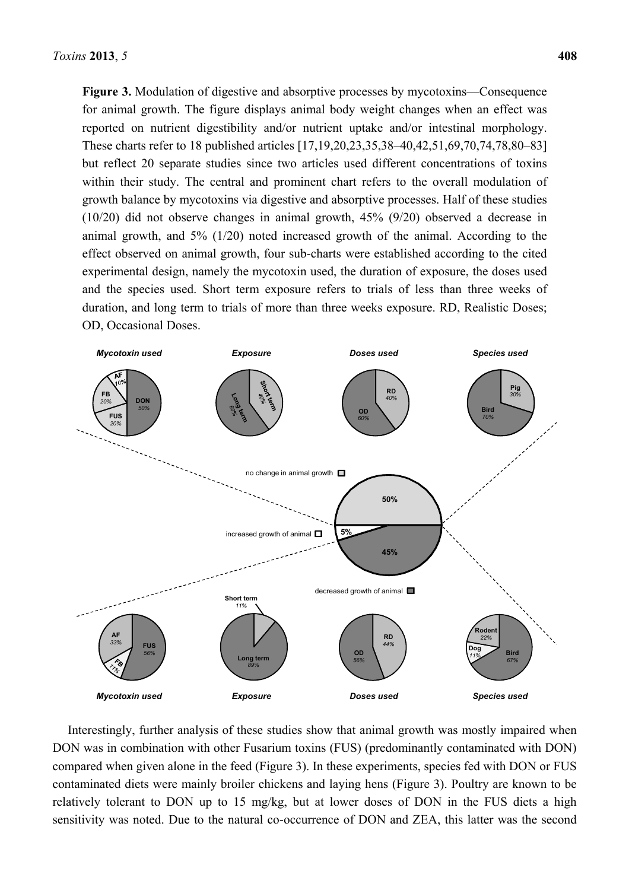**Figure 3.** Modulation of digestive and absorptive processes by mycotoxins—Consequence for animal growth. The figure displays animal body weight changes when an effect was reported on nutrient digestibility and/or nutrient uptake and/or intestinal morphology. These charts refer to 18 published articles [17,19,20,23,35,38–40,42,51,69,70,74,78,80–83] but reflect 20 separate studies since two articles used different concentrations of toxins within their study. The central and prominent chart refers to the overall modulation of growth balance by mycotoxins via digestive and absorptive processes. Half of these studies (10/20) did not observe changes in animal growth, 45% (9/20) observed a decrease in animal growth, and 5% (1/20) noted increased growth of the animal. According to the effect observed on animal growth, four sub-charts were established according to the cited experimental design, namely the mycotoxin used, the duration of exposure, the doses used and the species used. Short term exposure refers to trials of less than three weeks of duration, and long term to trials of more than three weeks exposure. RD, Realistic Doses; OD, Occasional Doses.

Interestingly, further analysis of these studies show that animal growth was mostly impaired when DON was in combination with other Fusarium toxins (FUS) (predominantly contaminated with DON) compared when given alone in the feed (Figure 3). In these experiments, species fed with DON or FUS contaminated diets were mainly broiler chickens and laying hens (Figure 3). Poultry are known to be relatively tolerant to DON up to 15 mg/kg, but at lower doses of DON in the FUS diets a high sensitivity was noted. Due to the natural co-occurrence of DON and ZEA, this latter was the second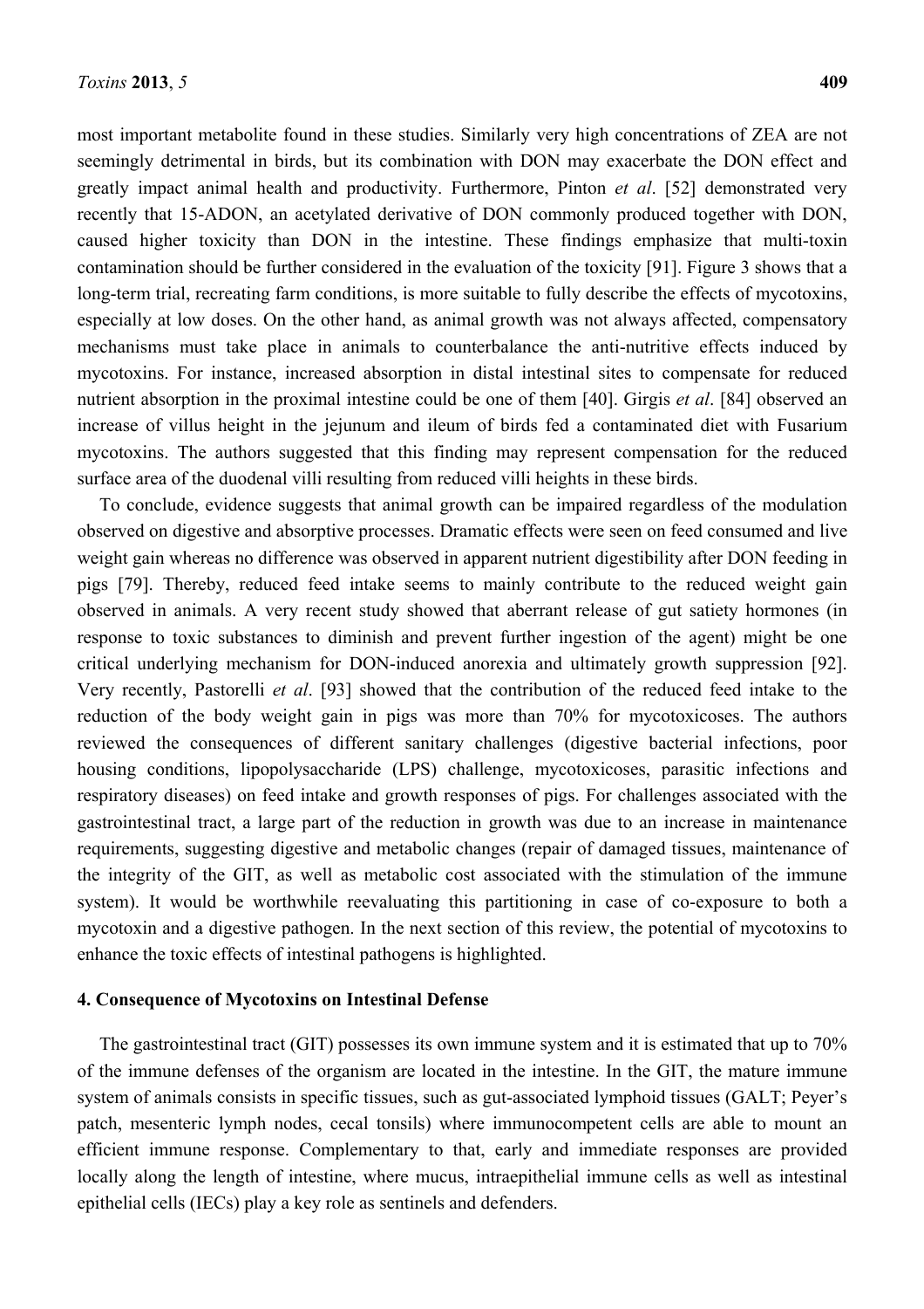most important metabolite found in these studies. Similarly very high concentrations of ZEA are not seemingly detrimental in birds, but its combination with DON may exacerbate the DON effect and greatly impact animal health and productivity. Furthermore, Pinton *et al*. [52] demonstrated very recently that 15-ADON, an acetylated derivative of DON commonly produced together with DON, caused higher toxicity than DON in the intestine. These findings emphasize that multi-toxin contamination should be further considered in the evaluation of the toxicity [91]. Figure 3 shows that a long-term trial, recreating farm conditions, is more suitable to fully describe the effects of mycotoxins, especially at low doses. On the other hand, as animal growth was not always affected, compensatory mechanisms must take place in animals to counterbalance the anti-nutritive effects induced by mycotoxins. For instance, increased absorption in distal intestinal sites to compensate for reduced nutrient absorption in the proximal intestine could be one of them [40]. Girgis *et al*. [84] observed an increase of villus height in the jejunum and ileum of birds fed a contaminated diet with Fusarium mycotoxins. The authors suggested that this finding may represent compensation for the reduced surface area of the duodenal villi resulting from reduced villi heights in these birds.

To conclude, evidence suggests that animal growth can be impaired regardless of the modulation observed on digestive and absorptive processes. Dramatic effects were seen on feed consumed and live weight gain whereas no difference was observed in apparent nutrient digestibility after DON feeding in pigs [79]. Thereby, reduced feed intake seems to mainly contribute to the reduced weight gain observed in animals. A very recent study showed that aberrant release of gut satiety hormones (in response to toxic substances to diminish and prevent further ingestion of the agent) might be one critical underlying mechanism for DON-induced anorexia and ultimately growth suppression [92]. Very recently, Pastorelli *et al*. [93] showed that the contribution of the reduced feed intake to the reduction of the body weight gain in pigs was more than 70% for mycotoxicoses. The authors reviewed the consequences of different sanitary challenges (digestive bacterial infections, poor housing conditions, lipopolysaccharide (LPS) challenge, mycotoxicoses, parasitic infections and respiratory diseases) on feed intake and growth responses of pigs. For challenges associated with the gastrointestinal tract, a large part of the reduction in growth was due to an increase in maintenance requirements, suggesting digestive and metabolic changes (repair of damaged tissues, maintenance of the integrity of the GIT, as well as metabolic cost associated with the stimulation of the immune system). It would be worthwhile reevaluating this partitioning in case of co-exposure to both a mycotoxin and a digestive pathogen. In the next section of this review, the potential of mycotoxins to enhance the toxic effects of intestinal pathogens is highlighted.

## 4. Consequence of Mycotoxins on Intestinal Defense

The gastrointestinal tract (GIT) possesses its own immune system and it is estimated that up to 70% of the immune defenses of the organism are located in the intestine. In the GIT, the mature immune system of animals consists in specific tissues, such as gut-associated lymphoid tissues (GALT; Peyer's patch, mesenteric lymph nodes, cecal tonsils) where immunocompetent cells are able to mount an efficient immune response. Complementary to that, early and immediate responses are provided locally along the length of intestine, where mucus, intraepithelial immune cells as well as intestinal epithelial cells (IECs) play a key role as sentinels and defenders.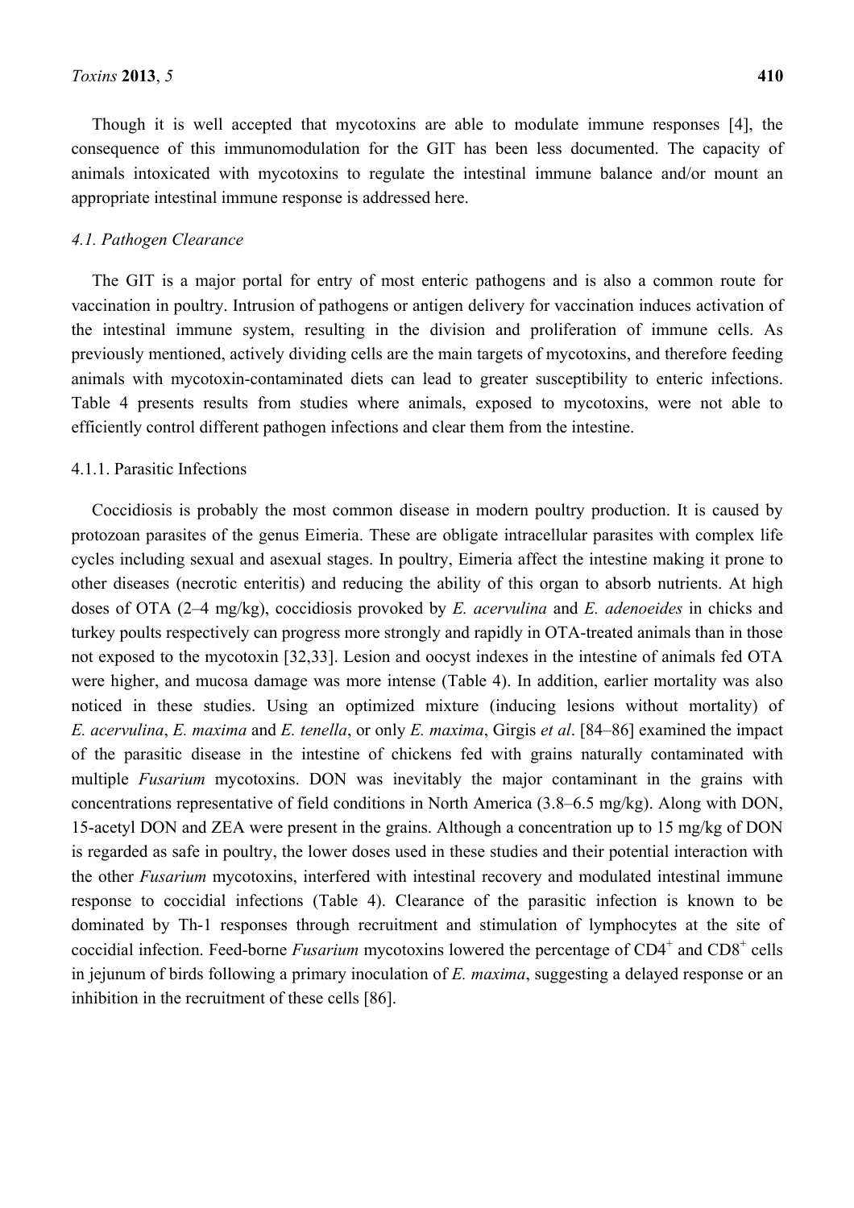Though it is well accepted that mycotoxins are able to modulate immune responses [4], the consequence of this immunomodulation for the GIT has been less documented. The capacity of animals intoxicated with mycotoxins to regulate the intestinal immune balance and/or mount an appropriate intestinal immune response is addressed here.

### *4.1. Pathogen Clearance*

The GIT is a major portal for entry of most enteric pathogens and is also a common route for vaccination in poultry. Intrusion of pathogens or antigen delivery for vaccination induces activation of the intestinal immune system, resulting in the division and proliferation of immune cells. As previously mentioned, actively dividing cells are the main targets of mycotoxins, and therefore feeding animals with mycotoxin-contaminated diets can lead to greater susceptibility to enteric infections. Table 4 presents results from studies where animals, exposed to mycotoxins, were not able to efficiently control different pathogen infections and clear them from the intestine.

#### 4.1.1. Parasitic Infections

Coccidiosis is probably the most common disease in modern poultry production. It is caused by protozoan parasites of the genus Eimeria. These are obligate intracellular parasites with complex life cycles including sexual and asexual stages. In poultry, Eimeria affect the intestine making it prone to other diseases (necrotic enteritis) and reducing the ability of this organ to absorb nutrients. At high doses of OTA (2–4 mg/kg), coccidiosis provoked by *E. acervulina* and *E. adenoeides* in chicks and turkey poults respectively can progress more strongly and rapidly in OTA-treated animals than in those not exposed to the mycotoxin [32,33]. Lesion and oocyst indexes in the intestine of animals fed OTA were higher, and mucosa damage was more intense (Table 4). In addition, earlier mortality was also noticed in these studies. Using an optimized mixture (inducing lesions without mortality) of *E. acervulina*, *E. maxima* and *E. tenella*, or only *E. maxima*, Girgis *et al*. [84–86] examined the impact of the parasitic disease in the intestine of chickens fed with grains naturally contaminated with multiple *Fusarium* mycotoxins. DON was inevitably the major contaminant in the grains with concentrations representative of field conditions in North America (3.8–6.5 mg/kg). Along with DON, 15-acetyl DON and ZEA were present in the grains. Although a concentration up to 15 mg/kg of DON is regarded as safe in poultry, the lower doses used in these studies and their potential interaction with the other *Fusarium* mycotoxins, interfered with intestinal recovery and modulated intestinal immune response to coccidial infections (Table 4). Clearance of the parasitic infection is known to be dominated by Th-1 responses through recruitment and stimulation of lymphocytes at the site of coccidial infection. Feed-borne *Fusarium* mycotoxins lowered the percentage of $CD4^+$ and $CD8^+$ cells in jejunum of birds following a primary inoculation of *E. maxima*, suggesting a delayed response or an inhibition in the recruitment of these cells [86].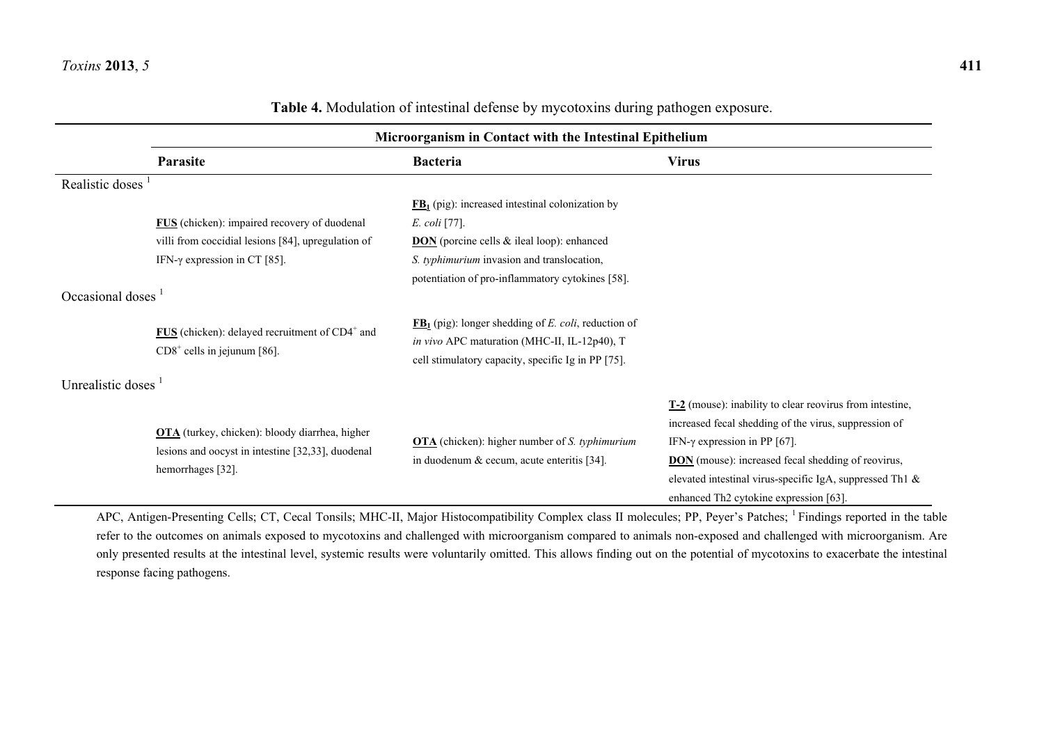**Table 4.** Modulation of intestinal defense by mycotoxins during pathogen exposure.

| | Microorganism in Contact with the Intestinal Epithelium | | |
|---|---|---|---|
| | **Parasite** | **Bacteria** | **Virus** |
| Realistic doses [1] | **FUS** (chicken): impaired recovery of duodenal villi from coccidial lesions [84], upregulation of IFN-γ expression in CT [85]. | **$FB_1$** (pig): increased intestinal colonization by *E. coli* [77]. **DON** (porcine cells & ileal loop): enhanced *S. typhimurium* invasion and translocation, potentiation of pro-inflammatory cytokines [58]. | |
| Occasional doses [1] | **FUS** (chicken): delayed recruitment of $CD4^+$ and $CD8^+$ cells in jejunum [86]. | **$FB_1$** (pig): longer shedding of *E. coli*, reduction of *in vivo* APC maturation (MHC-II, IL-12p40), T cell stimulatory capacity, specific Ig in PP [75]. | |
| Unrealistic doses [1] | **OTA** (turkey, chicken): bloody diarrhea, higher lesions and oocyst in intestine [32,33], duodenal hemorrhages [32]. | **OTA** (chicken): higher number of *S. typhimurium* in duodenum & cecum, acute enteritis [34]. | **T-2** (mouse): inability to clear reovirus from intestine, increased fecal shedding of the virus, suppression of IFN-γ expression in PP [67]. **DON** (mouse): increased fecal shedding of reovirus, elevated intestinal virus-specific IgA, suppressed Th1 & enhanced Th2 cytokine expression [63]. |

APC, Antigen-Presenting Cells; CT, Cecal Tonsils; MHC-II, Major Histocompatibility Complex class II molecules; PP, Peyer's Patches; [1] Findings reported in the table refer to the outcomes on animals exposed to mycotoxins and challenged with microorganism compared to animals non-exposed and challenged with microorganism. Are only presented results at the intestinal level, systemic results were voluntarily omitted. This allows finding out on the potential of mycotoxins to exacerbate the intestinal response facing pathogens.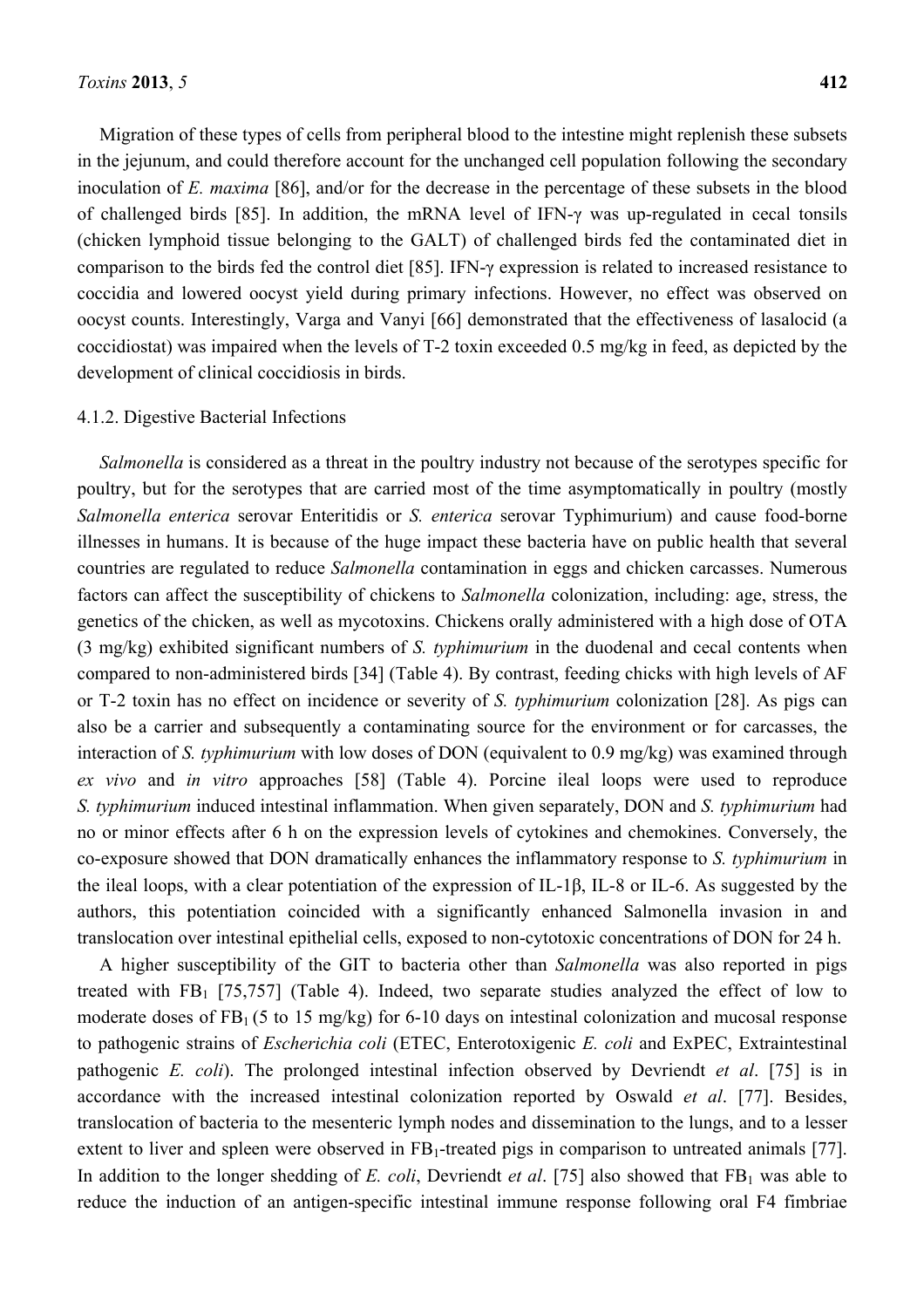Migration of these types of cells from peripheral blood to the intestine might replenish these subsets in the jejunum, and could therefore account for the unchanged cell population following the secondary inoculation of *E. maxima* [86], and/or for the decrease in the percentage of these subsets in the blood of challenged birds [85]. In addition, the mRNA level of IFN-γ was up-regulated in cecal tonsils (chicken lymphoid tissue belonging to the GALT) of challenged birds fed the contaminated diet in comparison to the birds fed the control diet [85]. IFN-γ expression is related to increased resistance to coccidia and lowered oocyst yield during primary infections. However, no effect was observed on oocyst counts. Interestingly, Varga and Vanyi [66] demonstrated that the effectiveness of lasalocid (a coccidiostat) was impaired when the levels of T-2 toxin exceeded 0.5 mg/kg in feed, as depicted by the development of clinical coccidiosis in birds.

#### 4.1.2. Digestive Bacterial Infections

*Salmonella* is considered as a threat in the poultry industry not because of the serotypes specific for poultry, but for the serotypes that are carried most of the time asymptomatically in poultry (mostly *Salmonella enterica* serovar Enteritidis or *S. enterica* serovar Typhimurium) and cause food-borne illnesses in humans. It is because of the huge impact these bacteria have on public health that several countries are regulated to reduce *Salmonella* contamination in eggs and chicken carcasses. Numerous factors can affect the susceptibility of chickens to *Salmonella* colonization, including: age, stress, the genetics of the chicken, as well as mycotoxins. Chickens orally administered with a high dose of OTA (3 mg/kg) exhibited significant numbers of *S. typhimurium* in the duodenal and cecal contents when compared to non-administered birds [34] (Table 4). By contrast, feeding chicks with high levels of AF or T-2 toxin has no effect on incidence or severity of *S. typhimurium* colonization [28]. As pigs can also be a carrier and subsequently a contaminating source for the environment or for carcasses, the interaction of *S. typhimurium* with low doses of DON (equivalent to 0.9 mg/kg) was examined through *ex vivo* and *in vitro* approaches [58] (Table 4). Porcine ileal loops were used to reproduce *S. typhimurium* induced intestinal inflammation. When given separately, DON and *S. typhimurium* had no or minor effects after 6 h on the expression levels of cytokines and chemokines. Conversely, the co-exposure showed that DON dramatically enhances the inflammatory response to *S. typhimurium* in the ileal loops, with a clear potentiation of the expression of IL-1β, IL-8 or IL-6. As suggested by the authors, this potentiation coincided with a significantly enhanced Salmonella invasion in and translocation over intestinal epithelial cells, exposed to non-cytotoxic concentrations of DON for 24 h.

A higher susceptibility of the GIT to bacteria other than *Salmonella* was also reported in pigs treated with $FB_1$ [75,757] (Table 4). Indeed, two separate studies analyzed the effect of low to moderate doses of $FB_1$ (5 to 15 mg/kg) for 6-10 days on intestinal colonization and mucosal response to pathogenic strains of *Escherichia coli* (ETEC, Enterotoxigenic *E. coli* and ExPEC, Extraintestinal pathogenic *E. coli*). The prolonged intestinal infection observed by Devriendt *et al*. [75] is in accordance with the increased intestinal colonization reported by Oswald *et al*. [77]. Besides, translocation of bacteria to the mesenteric lymph nodes and dissemination to the lungs, and to a lesser extent to liver and spleen were observed in $FB_1$-treated pigs in comparison to untreated animals [77]. In addition to the longer shedding of *E. coli*, Devriendt *et al*. [75] also showed that $FB_1$ was able to reduce the induction of an antigen-specific intestinal immune response following oral F4 fimbriae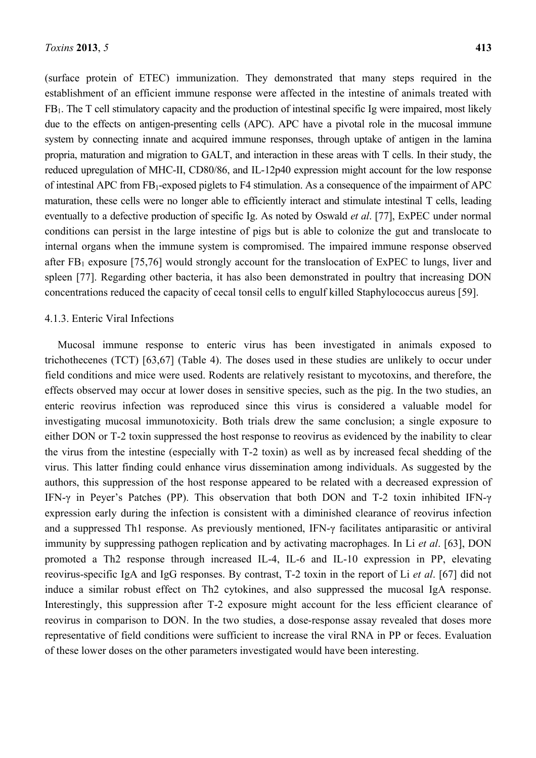(surface protein of ETEC) immunization. They demonstrated that many steps required in the establishment of an efficient immune response were affected in the intestine of animals treated with $FB_1$. The T cell stimulatory capacity and the production of intestinal specific Ig were impaired, most likely due to the effects on antigen-presenting cells (APC). APC have a pivotal role in the mucosal immune system by connecting innate and acquired immune responses, through uptake of antigen in the lamina propria, maturation and migration to GALT, and interaction in these areas with T cells. In their study, the reduced upregulation of MHC-II, CD80/86, and IL-12p40 expression might account for the low response of intestinal APC from $FB_1$-exposed piglets to F4 stimulation. As a consequence of the impairment of APC maturation, these cells were no longer able to efficiently interact and stimulate intestinal T cells, leading eventually to a defective production of specific Ig. As noted by Oswald *et al*. [77], ExPEC under normal conditions can persist in the large intestine of pigs but is able to colonize the gut and translocate to internal organs when the immune system is compromised. The impaired immune response observed after $FB_1$ exposure [75,76] would strongly account for the translocation of ExPEC to lungs, liver and spleen [77]. Regarding other bacteria, it has also been demonstrated in poultry that increasing DON concentrations reduced the capacity of cecal tonsil cells to engulf killed Staphylococcus aureus [59].

#### 4.1.3. Enteric Viral Infections

Mucosal immune response to enteric virus has been investigated in animals exposed to trichothecenes (TCT) [63,67] (Table 4). The doses used in these studies are unlikely to occur under field conditions and mice were used. Rodents are relatively resistant to mycotoxins, and therefore, the effects observed may occur at lower doses in sensitive species, such as the pig. In the two studies, an enteric reovirus infection was reproduced since this virus is considered a valuable model for investigating mucosal immunotoxicity. Both trials drew the same conclusion; a single exposure to either DON or T-2 toxin suppressed the host response to reovirus as evidenced by the inability to clear the virus from the intestine (especially with T-2 toxin) as well as by increased fecal shedding of the virus. This latter finding could enhance virus dissemination among individuals. As suggested by the authors, this suppression of the host response appeared to be related with a decreased expression of IFN-γ in Peyer's Patches (PP). This observation that both DON and T-2 toxin inhibited IFN-γ expression early during the infection is consistent with a diminished clearance of reovirus infection and a suppressed Th1 response. As previously mentioned, IFN-γ facilitates antiparasitic or antiviral immunity by suppressing pathogen replication and by activating macrophages. In Li *et al*. [63], DON promoted a Th2 response through increased IL-4, IL-6 and IL-10 expression in PP, elevating reovirus-specific IgA and IgG responses. By contrast, T-2 toxin in the report of Li *et al*. [67] did not induce a similar robust effect on Th2 cytokines, and also suppressed the mucosal IgA response. Interestingly, this suppression after T-2 exposure might account for the less efficient clearance of reovirus in comparison to DON. In the two studies, a dose-response assay revealed that doses more representative of field conditions were sufficient to increase the viral RNA in PP or feces. Evaluation of these lower doses on the other parameters investigated would have been interesting.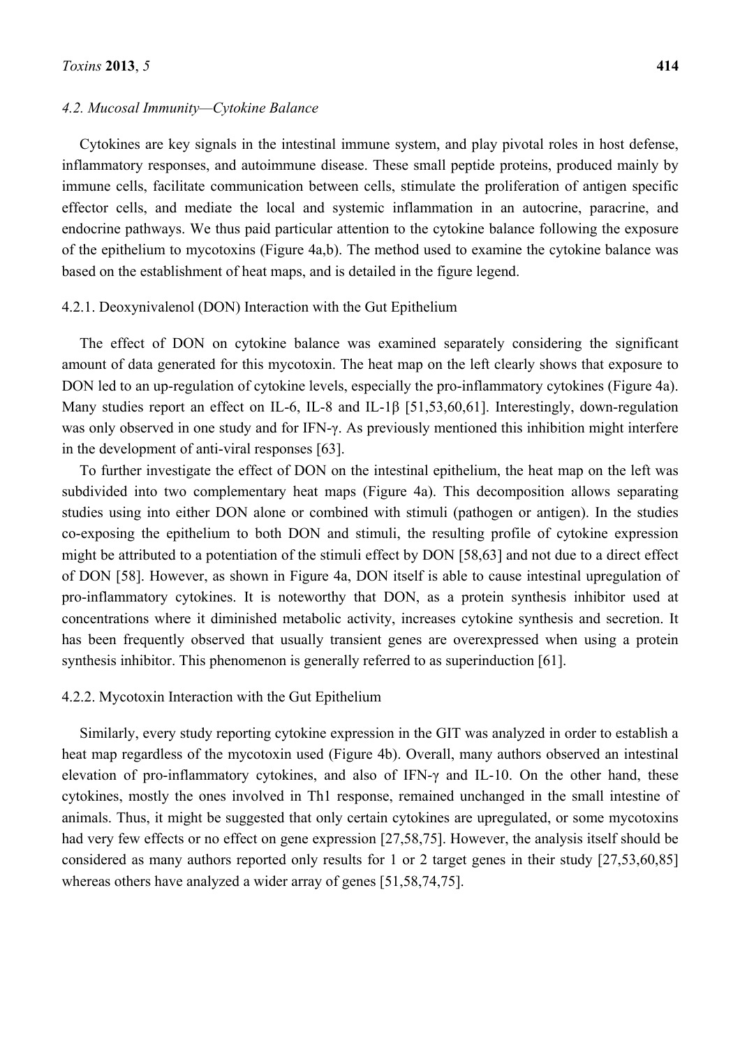### 4.2. Mucosal Immunity—Cytokine Balance

Cytokines are key signals in the intestinal immune system, and play pivotal roles in host defense, inflammatory responses, and autoimmune disease. These small peptide proteins, produced mainly by immune cells, facilitate communication between cells, stimulate the proliferation of antigen specific effector cells, and mediate the local and systemic inflammation in an autocrine, paracrine, and endocrine pathways. We thus paid particular attention to the cytokine balance following the exposure of the epithelium to mycotoxins (Figure 4a,b). The method used to examine the cytokine balance was based on the establishment of heat maps, and is detailed in the figure legend.

#### 4.2.1. Deoxynivalenol (DON) Interaction with the Gut Epithelium

The effect of DON on cytokine balance was examined separately considering the significant amount of data generated for this mycotoxin. The heat map on the left clearly shows that exposure to DON led to an up-regulation of cytokine levels, especially the pro-inflammatory cytokines (Figure 4a). Many studies report an effect on IL-6, IL-8 and IL-1β [51,53,60,61]. Interestingly, down-regulation was only observed in one study and for IFN-γ. As previously mentioned this inhibition might interfere in the development of anti-viral responses [63].

To further investigate the effect of DON on the intestinal epithelium, the heat map on the left was subdivided into two complementary heat maps (Figure 4a). This decomposition allows separating studies using into either DON alone or combined with stimuli (pathogen or antigen). In the studies co-exposing the epithelium to both DON and stimuli, the resulting profile of cytokine expression might be attributed to a potentiation of the stimuli effect by DON [58,63] and not due to a direct effect of DON [58]. However, as shown in Figure 4a, DON itself is able to cause intestinal upregulation of pro-inflammatory cytokines. It is noteworthy that DON, as a protein synthesis inhibitor used at concentrations where it diminished metabolic activity, increases cytokine synthesis and secretion. It has been frequently observed that usually transient genes are overexpressed when using a protein synthesis inhibitor. This phenomenon is generally referred to as superinduction [61].

#### 4.2.2. Mycotoxin Interaction with the Gut Epithelium

Similarly, every study reporting cytokine expression in the GIT was analyzed in order to establish a heat map regardless of the mycotoxin used (Figure 4b). Overall, many authors observed an intestinal elevation of pro-inflammatory cytokines, and also of IFN-γ and IL-10. On the other hand, these cytokines, mostly the ones involved in Th1 response, remained unchanged in the small intestine of animals. Thus, it might be suggested that only certain cytokines are upregulated, or some mycotoxins had very few effects or no effect on gene expression [27,58,75]. However, the analysis itself should be considered as many authors reported only results for 1 or 2 target genes in their study [27,53,60,85] whereas others have analyzed a wider array of genes [51,58,74,75].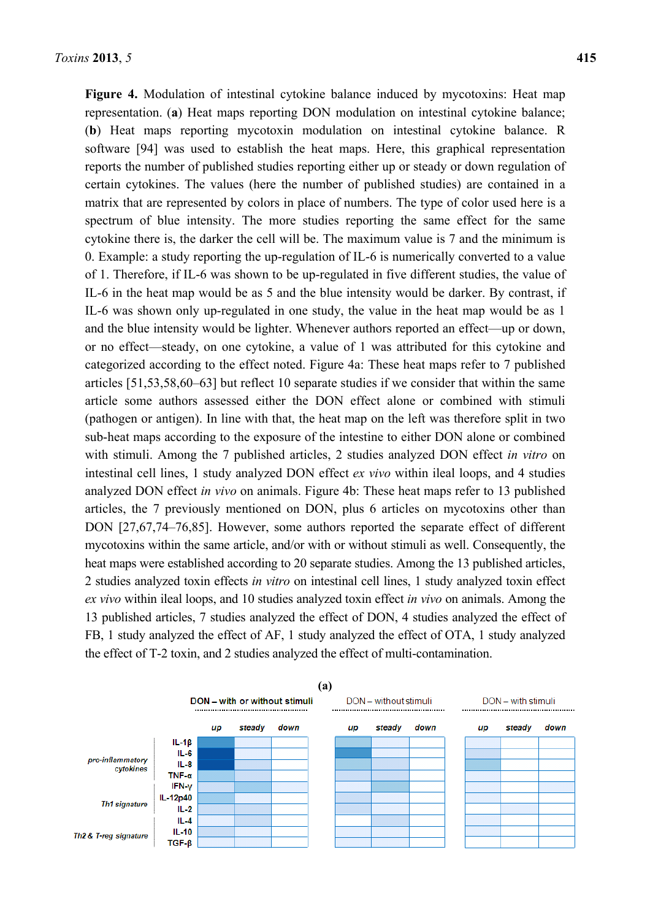**Figure 4.** Modulation of intestinal cytokine balance induced by mycotoxins: Heat map representation. (**a**) Heat maps reporting DON modulation on intestinal cytokine balance; (**b**) Heat maps reporting mycotoxin modulation on intestinal cytokine balance. R software [94] was used to establish the heat maps. Here, this graphical representation reports the number of published studies reporting either up or steady or down regulation of certain cytokines. The values (here the number of published studies) are contained in a matrix that are represented by colors in place of numbers. The type of color used here is a spectrum of blue intensity. The more studies reporting the same effect for the same cytokine there is, the darker the cell will be. The maximum value is 7 and the minimum is 0. Example: a study reporting the up-regulation of IL-6 is numerically converted to a value of 1. Therefore, if IL-6 was shown to be up-regulated in five different studies, the value of IL-6 in the heat map would be as 5 and the blue intensity would be darker. By contrast, if IL-6 was shown only up-regulated in one study, the value in the heat map would be as 1 and the blue intensity would be lighter. Whenever authors reported an effect—up or down, or no effect—steady, on one cytokine, a value of 1 was attributed for this cytokine and categorized according to the effect noted. Figure 4a: These heat maps refer to 7 published articles [51,53,58,60–63] but reflect 10 separate studies if we consider that within the same article some authors assessed either the DON effect alone or combined with stimuli (pathogen or antigen). In line with that, the heat map on the left was therefore split in two sub-heat maps according to the exposure of the intestine to either DON alone or combined with stimuli. Among the 7 published articles, 2 studies analyzed DON effect *in vitro* on intestinal cell lines, 1 study analyzed DON effect *ex vivo* within ileal loops, and 4 studies analyzed DON effect *in vivo* on animals. Figure 4b: These heat maps refer to 13 published articles, the 7 previously mentioned on DON, plus 6 articles on mycotoxins other than DON [27,67,74–76,85]. However, some authors reported the separate effect of different mycotoxins within the same article, and/or with or without stimuli as well. Consequently, the heat maps were established according to 20 separate studies. Among the 13 published articles, 2 studies analyzed toxin effects *in vitro* on intestinal cell lines, 1 study analyzed toxin effect *ex vivo* within ileal loops, and 10 studies analyzed toxin effect *in vivo* on animals. Among the 13 published articles, 7 studies analyzed the effect of DON, 4 studies analyzed the effect of FB, 1 study analyzed the effect of AF, 1 study analyzed the effect of OTA, 1 study analyzed the effect of T-2 toxin, and 2 studies analyzed the effect of multi-contamination.

**(a)**

DON – with or without stimuli | DON – without stimuli | DON – with stimuli

Columns: up, steady, down

pro-inflammatory cytokines: IL-1β, IL-6, IL-8, TNF-α

Th1 signature: IFN-γ, IL-12p40, IL-2

Th2 & T-reg signature: IL-4, IL-10, TGF-β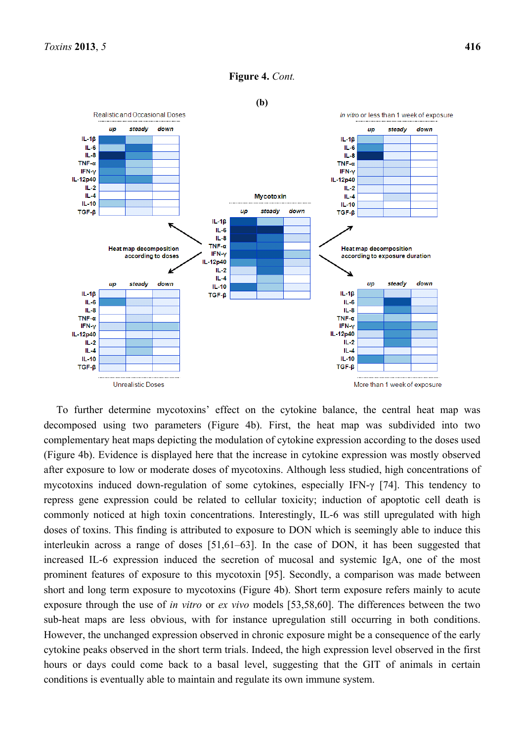**Figure 4.** *Cont.*

**(b)**

To further determine mycotoxins' effect on the cytokine balance, the central heat map was decomposed using two parameters (Figure 4b). First, the heat map was subdivided into two complementary heat maps depicting the modulation of cytokine expression according to the doses used (Figure 4b). Evidence is displayed here that the increase in cytokine expression was mostly observed after exposure to low or moderate doses of mycotoxins. Although less studied, high concentrations of mycotoxins induced down-regulation of some cytokines, especially IFN-γ [74]. This tendency to repress gene expression could be related to cellular toxicity; induction of apoptotic cell death is commonly noticed at high toxin concentrations. Interestingly, IL-6 was still upregulated with high doses of toxins. This finding is attributed to exposure to DON which is seemingly able to induce this interleukin across a range of doses [51,61–63]. In the case of DON, it has been suggested that increased IL-6 expression induced the secretion of mucosal and systemic IgA, one of the most prominent features of exposure to this mycotoxin [95]. Secondly, a comparison was made between short and long term exposure to mycotoxins (Figure 4b). Short term exposure refers mainly to acute exposure through the use of *in vitro* or *ex vivo* models [53,58,60]. The differences between the two sub-heat maps are less obvious, with for instance upregulation still occurring in both conditions. However, the unchanged expression observed in chronic exposure might be a consequence of the early cytokine peaks observed in the short term trials. Indeed, the high expression level observed in the first hours or days could come back to a basal level, suggesting that the GIT of animals in certain conditions is eventually able to maintain and regulate its own immune system.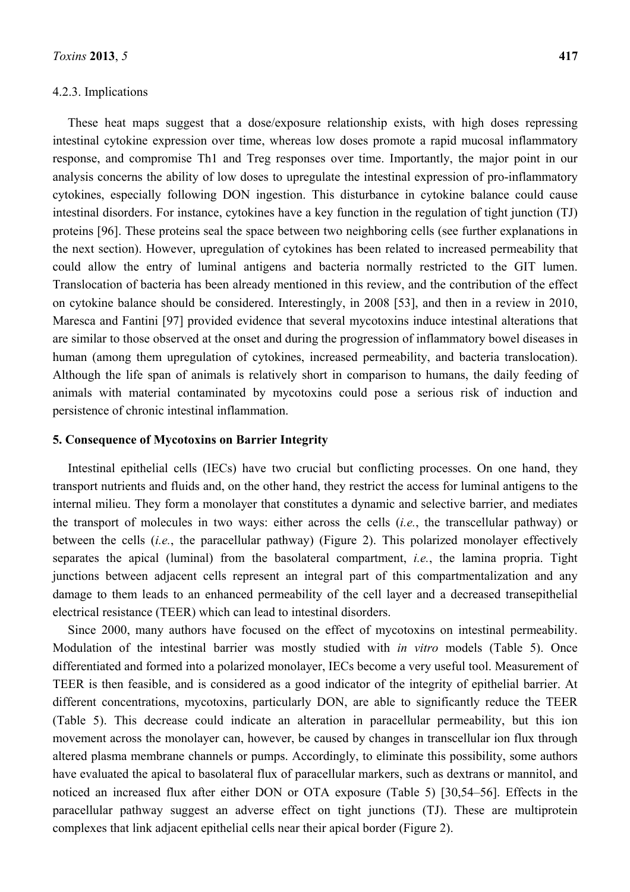#### 4.2.3. Implications

These heat maps suggest that a dose/exposure relationship exists, with high doses repressing intestinal cytokine expression over time, whereas low doses promote a rapid mucosal inflammatory response, and compromise Th1 and Treg responses over time. Importantly, the major point in our analysis concerns the ability of low doses to upregulate the intestinal expression of pro-inflammatory cytokines, especially following DON ingestion. This disturbance in cytokine balance could cause intestinal disorders. For instance, cytokines have a key function in the regulation of tight junction (TJ) proteins [96]. These proteins seal the space between two neighboring cells (see further explanations in the next section). However, upregulation of cytokines has been related to increased permeability that could allow the entry of luminal antigens and bacteria normally restricted to the GIT lumen. Translocation of bacteria has been already mentioned in this review, and the contribution of the effect on cytokine balance should be considered. Interestingly, in 2008 [53], and then in a review in 2010, Maresca and Fantini [97] provided evidence that several mycotoxins induce intestinal alterations that are similar to those observed at the onset and during the progression of inflammatory bowel diseases in human (among them upregulation of cytokines, increased permeability, and bacteria translocation). Although the life span of animals is relatively short in comparison to humans, the daily feeding of animals with material contaminated by mycotoxins could pose a serious risk of induction and persistence of chronic intestinal inflammation.

## 5. Consequence of Mycotoxins on Barrier Integrity

Intestinal epithelial cells (IECs) have two crucial but conflicting processes. On one hand, they transport nutrients and fluids and, on the other hand, they restrict the access for luminal antigens to the internal milieu. They form a monolayer that constitutes a dynamic and selective barrier, and mediates the transport of molecules in two ways: either across the cells (*i.e.*, the transcellular pathway) or between the cells (*i.e.*, the paracellular pathway) (Figure 2). This polarized monolayer effectively separates the apical (luminal) from the basolateral compartment, *i.e.*, the lamina propria. Tight junctions between adjacent cells represent an integral part of this compartmentalization and any damage to them leads to an enhanced permeability of the cell layer and a decreased transepithelial electrical resistance (TEER) which can lead to intestinal disorders.

Since 2000, many authors have focused on the effect of mycotoxins on intestinal permeability. Modulation of the intestinal barrier was mostly studied with *in vitro* models (Table 5). Once differentiated and formed into a polarized monolayer, IECs become a very useful tool. Measurement of TEER is then feasible, and is considered as a good indicator of the integrity of epithelial barrier. At different concentrations, mycotoxins, particularly DON, are able to significantly reduce the TEER (Table 5). This decrease could indicate an alteration in paracellular permeability, but this ion movement across the monolayer can, however, be caused by changes in transcellular ion flux through altered plasma membrane channels or pumps. Accordingly, to eliminate this possibility, some authors have evaluated the apical to basolateral flux of paracellular markers, such as dextrans or mannitol, and noticed an increased flux after either DON or OTA exposure (Table 5) [30,54–56]. Effects in the paracellular pathway suggest an adverse effect on tight junctions (TJ). These are multiprotein complexes that link adjacent epithelial cells near their apical border (Figure 2).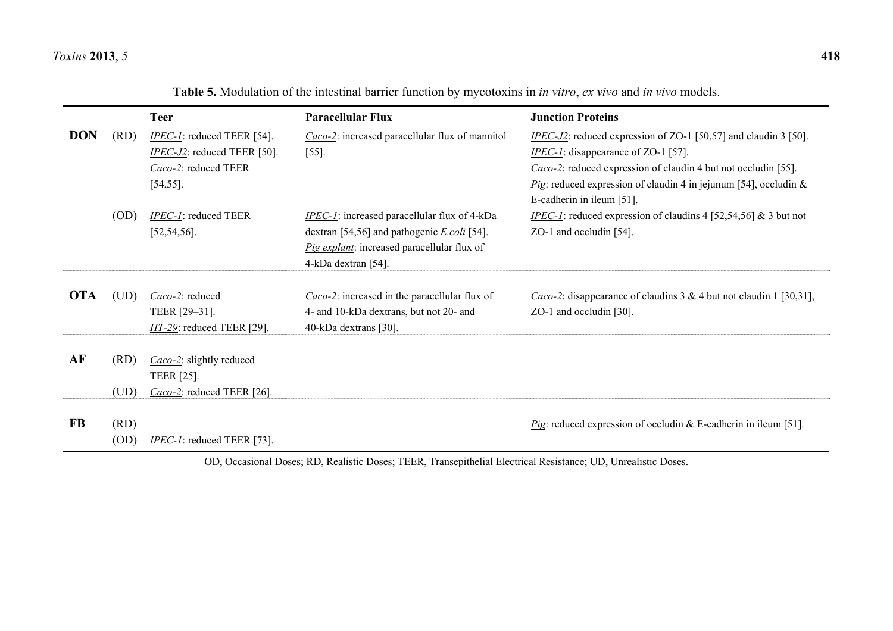**Table 5.** Modulation of the intestinal barrier function by mycotoxins in *in vitro*, *ex vivo* and *in vivo* models.

| | | Teer | Paracellular Flux | Junction Proteins |
|---|---|---|---|---|
| **DON** | (RD) | *IPEC-1*: reduced TEER [54]. *IPEC-J2*: reduced TEER [50]. *Caco-2*: reduced TEER [54,55]. | *Caco-2*: increased paracellular flux of mannitol [55]. | *IPEC-J2*: reduced expression of ZO-1 [50,57] and claudin 3 [50]. *IPEC-1*: disappearance of ZO-1 [57]. *Caco-2*: reduced expression of claudin 4 but not occludin [55]. *Pig*: reduced expression of claudin 4 in jejunum [54], occludin & E-cadherin in ileum [51]. |
| | (OD) | *IPEC-1*: reduced TEER [52,54,56]. | *IPEC-1*: increased paracellular flux of 4-kDa dextran [54,56] and pathogenic *E.coli* [54]. *Pig explant*: increased paracellular flux of 4-kDa dextran [54]. | *IPEC-1*: reduced expression of claudins 4 [52,54,56] & 3 but not ZO-1 and occludin [54]. |
| **OTA** | (UD) | *Caco-2*: reduced TEER [29–31]. *HT-29*: reduced TEER [29]. | *Caco-2*: increased in the paracellular flux of 4- and 10-kDa dextrans, but not 20- and 40-kDa dextrans [30]. | *Caco-2*: disappearance of claudins 3 & 4 but not claudin 1 [30,31], ZO-1 and occludin [30]. |
| **AF** | (RD) | *Caco-2*: slightly reduced TEER [25]. | | |
| | (UD) | *Caco-2*: reduced TEER [26]. | | |
| **FB** | (RD) | | | *Pig*: reduced expression of occludin & E-cadherin in ileum [51]. |
| | (OD) | *IPEC-1*: reduced TEER [73]. | | |

OD, Occasional Doses; RD, Realistic Doses; TEER, Transepithelial Electrical Resistance; UD, Unrealistic Doses.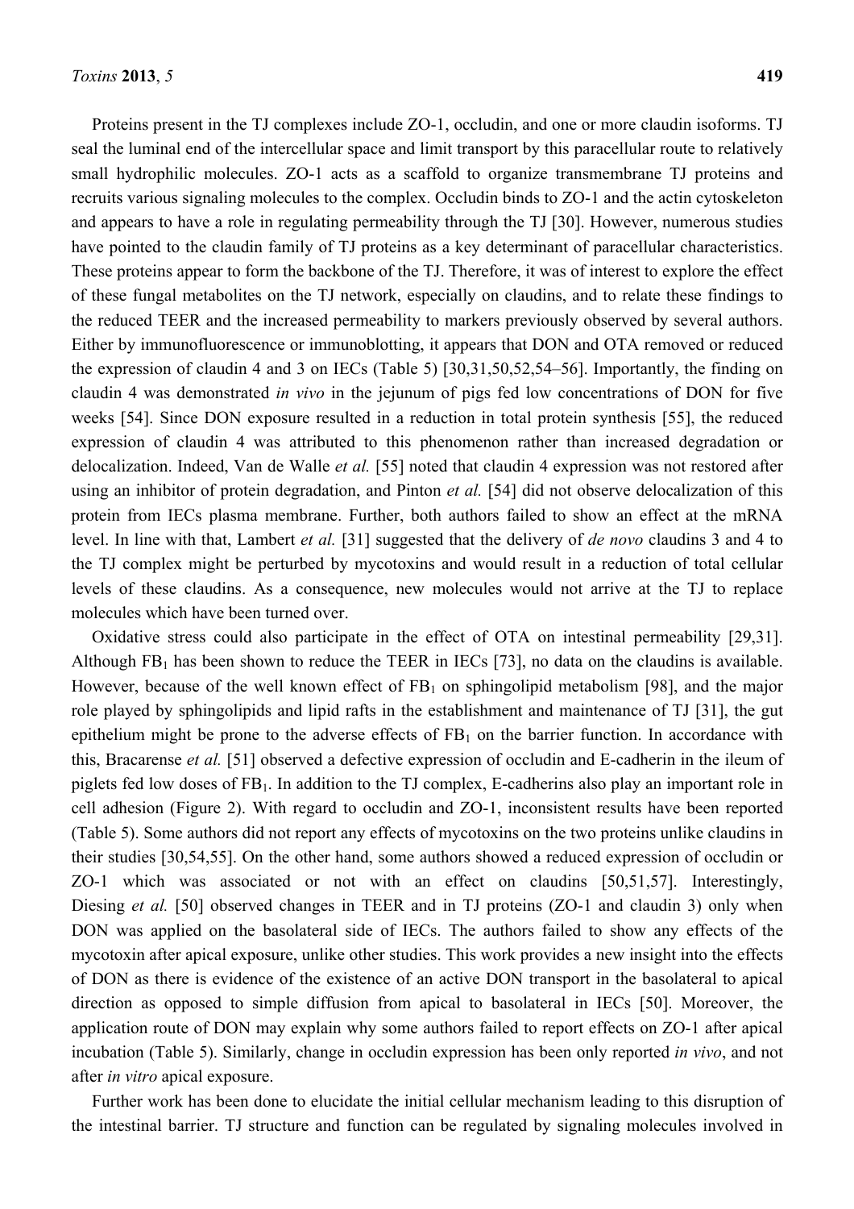Proteins present in the TJ complexes include ZO-1, occludin, and one or more claudin isoforms. TJ seal the luminal end of the intercellular space and limit transport by this paracellular route to relatively small hydrophilic molecules. ZO-1 acts as a scaffold to organize transmembrane TJ proteins and recruits various signaling molecules to the complex. Occludin binds to ZO-1 and the actin cytoskeleton and appears to have a role in regulating permeability through the TJ [30]. However, numerous studies have pointed to the claudin family of TJ proteins as a key determinant of paracellular characteristics. These proteins appear to form the backbone of the TJ. Therefore, it was of interest to explore the effect of these fungal metabolites on the TJ network, especially on claudins, and to relate these findings to the reduced TEER and the increased permeability to markers previously observed by several authors. Either by immunofluorescence or immunoblotting, it appears that DON and OTA removed or reduced the expression of claudin 4 and 3 on IECs (Table 5) [30,31,50,52,54–56]. Importantly, the finding on claudin 4 was demonstrated *in vivo* in the jejunum of pigs fed low concentrations of DON for five weeks [54]. Since DON exposure resulted in a reduction in total protein synthesis [55], the reduced expression of claudin 4 was attributed to this phenomenon rather than increased degradation or delocalization. Indeed, Van de Walle *et al.* [55] noted that claudin 4 expression was not restored after using an inhibitor of protein degradation, and Pinton *et al.* [54] did not observe delocalization of this protein from IECs plasma membrane. Further, both authors failed to show an effect at the mRNA level. In line with that, Lambert *et al.* [31] suggested that the delivery of *de novo* claudins 3 and 4 to the TJ complex might be perturbed by mycotoxins and would result in a reduction of total cellular levels of these claudins. As a consequence, new molecules would not arrive at the TJ to replace molecules which have been turned over.

Oxidative stress could also participate in the effect of OTA on intestinal permeability [29,31]. Although $FB_1$ has been shown to reduce the TEER in IECs [73], no data on the claudins is available. However, because of the well known effect of $FB_1$ on sphingolipid metabolism [98], and the major role played by sphingolipids and lipid rafts in the establishment and maintenance of TJ [31], the gut epithelium might be prone to the adverse effects of $FB_1$ on the barrier function. In accordance with this, Bracarense *et al.* [51] observed a defective expression of occludin and E-cadherin in the ileum of piglets fed low doses of $FB_1$. In addition to the TJ complex, E-cadherins also play an important role in cell adhesion (Figure 2). With regard to occludin and ZO-1, inconsistent results have been reported (Table 5). Some authors did not report any effects of mycotoxins on the two proteins unlike claudins in their studies [30,54,55]. On the other hand, some authors showed a reduced expression of occludin or ZO-1 which was associated or not with an effect on claudins [50,51,57]. Interestingly, Diesing *et al.* [50] observed changes in TEER and in TJ proteins (ZO-1 and claudin 3) only when DON was applied on the basolateral side of IECs. The authors failed to show any effects of the mycotoxin after apical exposure, unlike other studies. This work provides a new insight into the effects of DON as there is evidence of the existence of an active DON transport in the basolateral to apical direction as opposed to simple diffusion from apical to basolateral in IECs [50]. Moreover, the application route of DON may explain why some authors failed to report effects on ZO-1 after apical incubation (Table 5). Similarly, change in occludin expression has been only reported *in vivo*, and not after *in vitro* apical exposure.

Further work has been done to elucidate the initial cellular mechanism leading to this disruption of the intestinal barrier. TJ structure and function can be regulated by signaling molecules involved in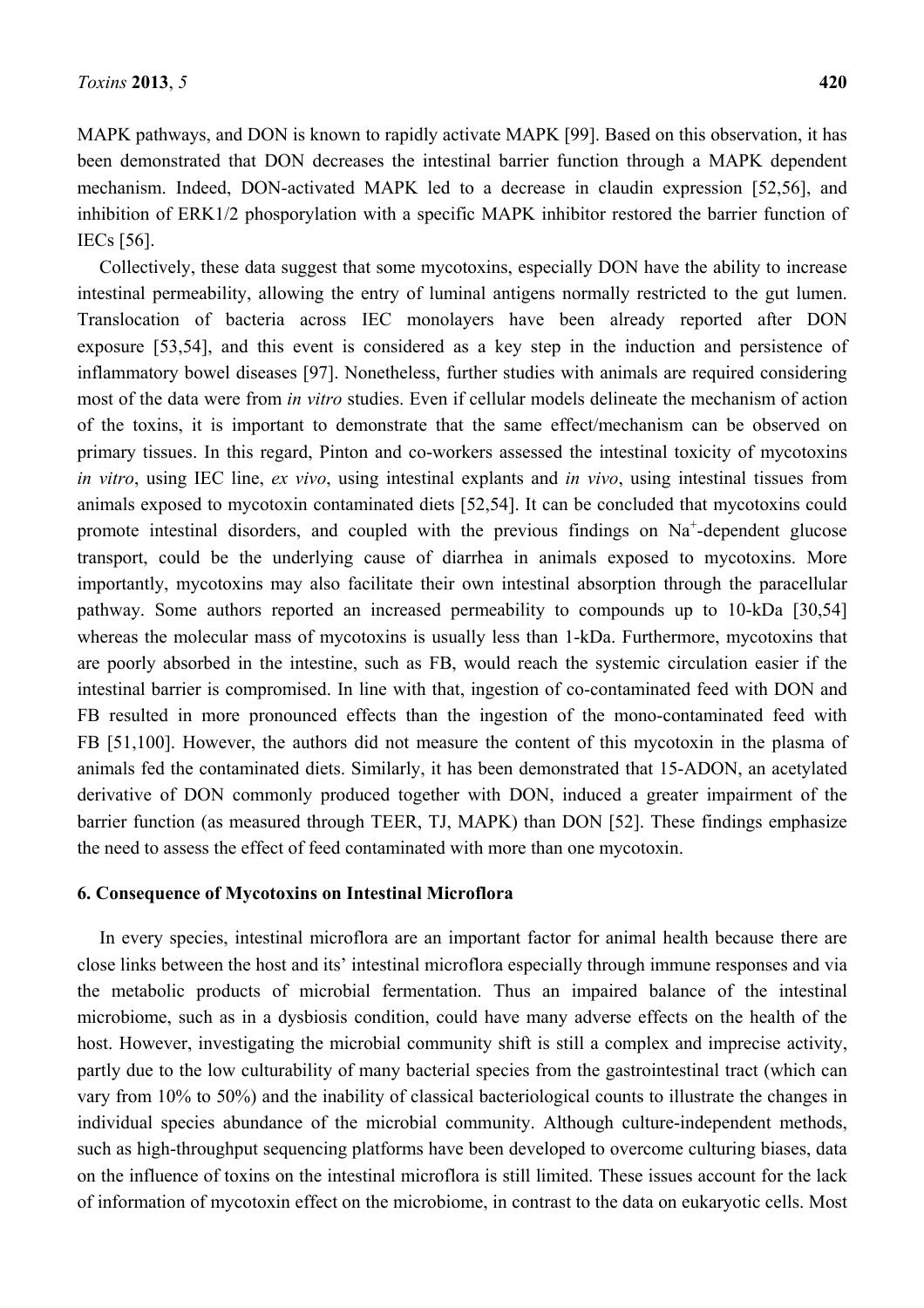MAPK pathways, and DON is known to rapidly activate MAPK [99]. Based on this observation, it has been demonstrated that DON decreases the intestinal barrier function through a MAPK dependent mechanism. Indeed, DON-activated MAPK led to a decrease in claudin expression [52,56], and inhibition of ERK1/2 phosporylation with a specific MAPK inhibitor restored the barrier function of IECs [56].

Collectively, these data suggest that some mycotoxins, especially DON have the ability to increase intestinal permeability, allowing the entry of luminal antigens normally restricted to the gut lumen. Translocation of bacteria across IEC monolayers have been already reported after DON exposure [53,54], and this event is considered as a key step in the induction and persistence of inflammatory bowel diseases [97]. Nonetheless, further studies with animals are required considering most of the data were from *in vitro* studies. Even if cellular models delineate the mechanism of action of the toxins, it is important to demonstrate that the same effect/mechanism can be observed on primary tissues. In this regard, Pinton and co-workers assessed the intestinal toxicity of mycotoxins *in vitro*, using IEC line, *ex vivo*, using intestinal explants and *in vivo*, using intestinal tissues from animals exposed to mycotoxin contaminated diets [52,54]. It can be concluded that mycotoxins could promote intestinal disorders, and coupled with the previous findings on $Na^+$-dependent glucose transport, could be the underlying cause of diarrhea in animals exposed to mycotoxins. More importantly, mycotoxins may also facilitate their own intestinal absorption through the paracellular pathway. Some authors reported an increased permeability to compounds up to 10-kDa [30,54] whereas the molecular mass of mycotoxins is usually less than 1-kDa. Furthermore, mycotoxins that are poorly absorbed in the intestine, such as FB, would reach the systemic circulation easier if the intestinal barrier is compromised. In line with that, ingestion of co-contaminated feed with DON and FB resulted in more pronounced effects than the ingestion of the mono-contaminated feed with FB [51,100]. However, the authors did not measure the content of this mycotoxin in the plasma of animals fed the contaminated diets. Similarly, it has been demonstrated that 15-ADON, an acetylated derivative of DON commonly produced together with DON, induced a greater impairment of the barrier function (as measured through TEER, TJ, MAPK) than DON [52]. These findings emphasize the need to assess the effect of feed contaminated with more than one mycotoxin.

## 6. Consequence of Mycotoxins on Intestinal Microflora

In every species, intestinal microflora are an important factor for animal health because there are close links between the host and its' intestinal microflora especially through immune responses and via the metabolic products of microbial fermentation. Thus an impaired balance of the intestinal microbiome, such as in a dysbiosis condition, could have many adverse effects on the health of the host. However, investigating the microbial community shift is still a complex and imprecise activity, partly due to the low culturability of many bacterial species from the gastrointestinal tract (which can vary from 10% to 50%) and the inability of classical bacteriological counts to illustrate the changes in individual species abundance of the microbial community. Although culture-independent methods, such as high-throughput sequencing platforms have been developed to overcome culturing biases, data on the influence of toxins on the intestinal microflora is still limited. These issues account for the lack of information of mycotoxin effect on the microbiome, in contrast to the data on eukaryotic cells. Most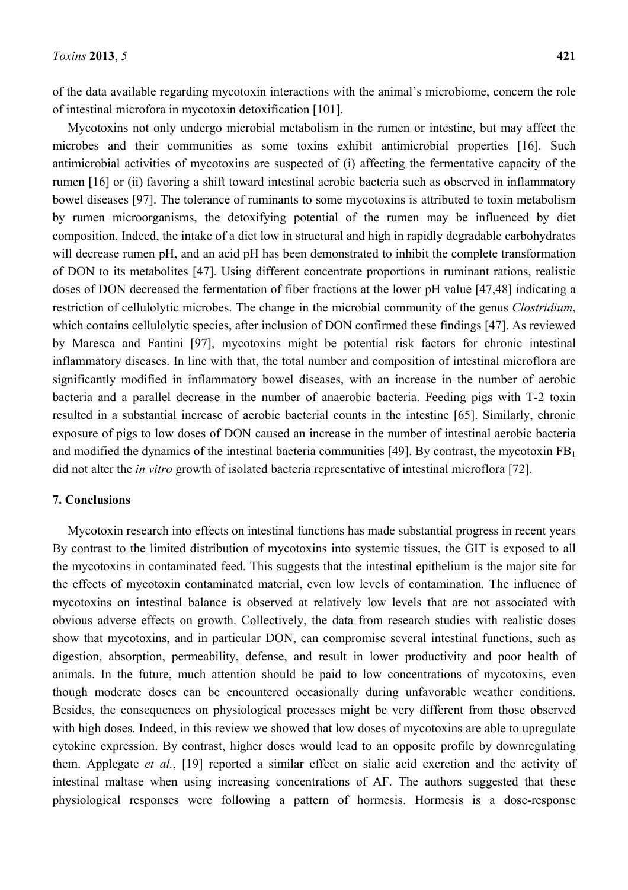of the data available regarding mycotoxin interactions with the animal's microbiome, concern the role of intestinal microfora in mycotoxin detoxification [101].

Mycotoxins not only undergo microbial metabolism in the rumen or intestine, but may affect the microbes and their communities as some toxins exhibit antimicrobial properties [16]. Such antimicrobial activities of mycotoxins are suspected of (i) affecting the fermentative capacity of the rumen [16] or (ii) favoring a shift toward intestinal aerobic bacteria such as observed in inflammatory bowel diseases [97]. The tolerance of ruminants to some mycotoxins is attributed to toxin metabolism by rumen microorganisms, the detoxifying potential of the rumen may be influenced by diet composition. Indeed, the intake of a diet low in structural and high in rapidly degradable carbohydrates will decrease rumen pH, and an acid pH has been demonstrated to inhibit the complete transformation of DON to its metabolites [47]. Using different concentrate proportions in ruminant rations, realistic doses of DON decreased the fermentation of fiber fractions at the lower pH value [47,48] indicating a restriction of cellulolytic microbes. The change in the microbial community of the genus *Clostridium*, which contains cellulolytic species, after inclusion of DON confirmed these findings [47]. As reviewed by Maresca and Fantini [97], mycotoxins might be potential risk factors for chronic intestinal inflammatory diseases. In line with that, the total number and composition of intestinal microflora are significantly modified in inflammatory bowel diseases, with an increase in the number of aerobic bacteria and a parallel decrease in the number of anaerobic bacteria. Feeding pigs with T-2 toxin resulted in a substantial increase of aerobic bacterial counts in the intestine [65]. Similarly, chronic exposure of pigs to low doses of DON caused an increase in the number of intestinal aerobic bacteria and modified the dynamics of the intestinal bacteria communities [49]. By contrast, the mycotoxin $FB_1$ did not alter the *in vitro* growth of isolated bacteria representative of intestinal microflora [72].

## 7. Conclusions

Mycotoxin research into effects on intestinal functions has made substantial progress in recent years By contrast to the limited distribution of mycotoxins into systemic tissues, the GIT is exposed to all the mycotoxins in contaminated feed. This suggests that the intestinal epithelium is the major site for the effects of mycotoxin contaminated material, even low levels of contamination. The influence of mycotoxins on intestinal balance is observed at relatively low levels that are not associated with obvious adverse effects on growth. Collectively, the data from research studies with realistic doses show that mycotoxins, and in particular DON, can compromise several intestinal functions, such as digestion, absorption, permeability, defense, and result in lower productivity and poor health of animals. In the future, much attention should be paid to low concentrations of mycotoxins, even though moderate doses can be encountered occasionally during unfavorable weather conditions. Besides, the consequences on physiological processes might be very different from those observed with high doses. Indeed, in this review we showed that low doses of mycotoxins are able to upregulate cytokine expression. By contrast, higher doses would lead to an opposite profile by downregulating them. Applegate *et al.*, [19] reported a similar effect on sialic acid excretion and the activity of intestinal maltase when using increasing concentrations of AF. The authors suggested that these physiological responses were following a pattern of hormesis. Hormesis is a dose-response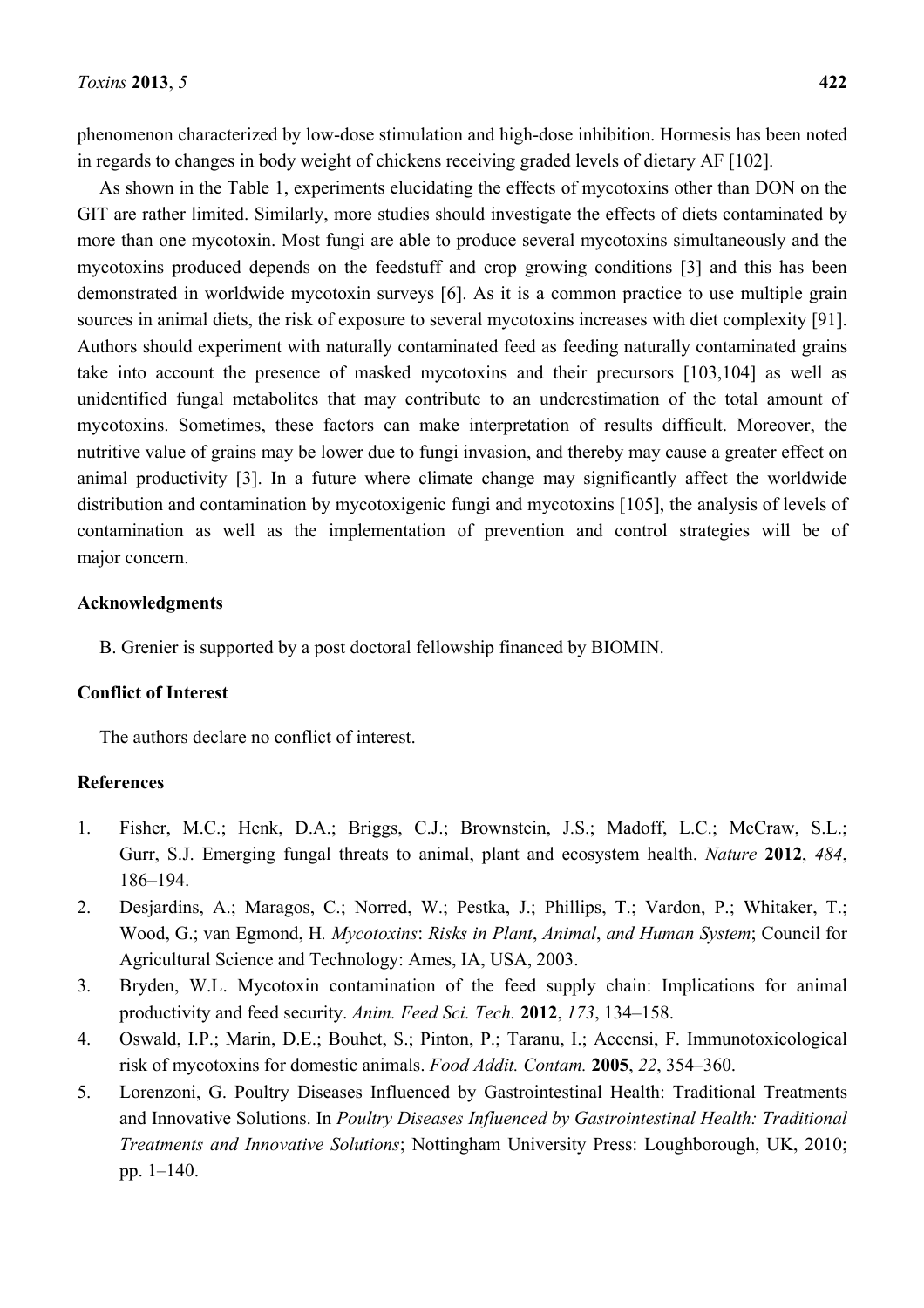phenomenon characterized by low-dose stimulation and high-dose inhibition. Hormesis has been noted in regards to changes in body weight of chickens receiving graded levels of dietary AF [102].

As shown in the Table 1, experiments elucidating the effects of mycotoxins other than DON on the GIT are rather limited. Similarly, more studies should investigate the effects of diets contaminated by more than one mycotoxin. Most fungi are able to produce several mycotoxins simultaneously and the mycotoxins produced depends on the feedstuff and crop growing conditions [3] and this has been demonstrated in worldwide mycotoxin surveys [6]. As it is a common practice to use multiple grain sources in animal diets, the risk of exposure to several mycotoxins increases with diet complexity [91]. Authors should experiment with naturally contaminated feed as feeding naturally contaminated grains take into account the presence of masked mycotoxins and their precursors [103,104] as well as unidentified fungal metabolites that may contribute to an underestimation of the total amount of mycotoxins. Sometimes, these factors can make interpretation of results difficult. Moreover, the nutritive value of grains may be lower due to fungi invasion, and thereby may cause a greater effect on animal productivity [3]. In a future where climate change may significantly affect the worldwide distribution and contamination by mycotoxigenic fungi and mycotoxins [105], the analysis of levels of contamination as well as the implementation of prevention and control strategies will be of major concern.

## Acknowledgments

B. Grenier is supported by a post doctoral fellowship financed by BIOMIN.

## Conflict of Interest

The authors declare no conflict of interest.

## References

1. Fisher, M.C.; Henk, D.A.; Briggs, C.J.; Brownstein, J.S.; Madoff, L.C.; McCraw, S.L.; Gurr, S.J. Emerging fungal threats to animal, plant and ecosystem health. *Nature* **2012**, *484*, 186–194.
2. Desjardins, A.; Maragos, C.; Norred, W.; Pestka, J.; Phillips, T.; Vardon, P.; Whitaker, T.; Wood, G.; van Egmond, H. *Mycotoxins*: *Risks in Plant*, *Animal*, *and Human System*; Council for Agricultural Science and Technology: Ames, IA, USA, 2003.
3. Bryden, W.L. Mycotoxin contamination of the feed supply chain: Implications for animal productivity and feed security. *Anim. Feed Sci. Tech.* **2012**, *173*, 134–158.
4. Oswald, I.P.; Marin, D.E.; Bouhet, S.; Pinton, P.; Taranu, I.; Accensi, F. Immunotoxicological risk of mycotoxins for domestic animals. *Food Addit. Contam.* **2005**, *22*, 354–360.
5. Lorenzoni, G. Poultry Diseases Influenced by Gastrointestinal Health: Traditional Treatments and Innovative Solutions. In *Poultry Diseases Influenced by Gastrointestinal Health: Traditional Treatments and Innovative Solutions*; Nottingham University Press: Loughborough, UK, 2010; pp. 1–140.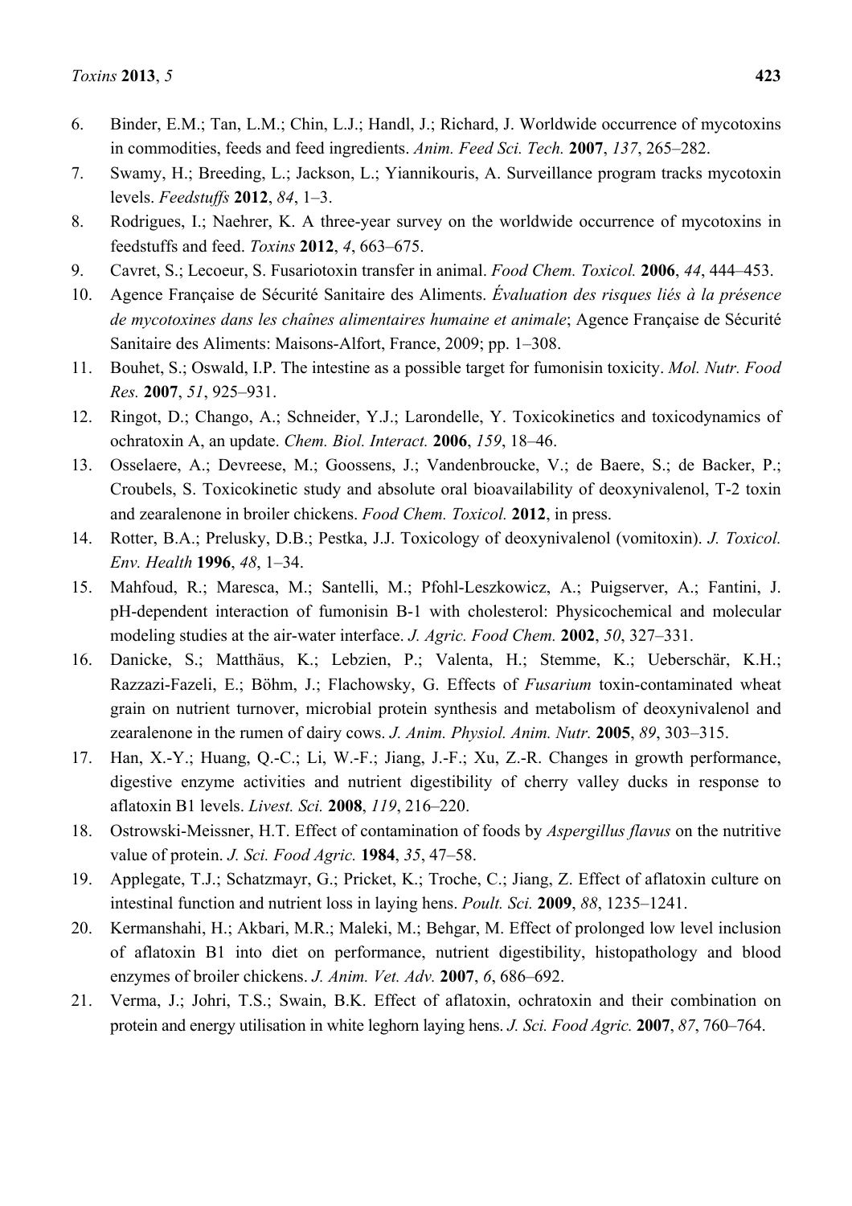6. Binder, E.M.; Tan, L.M.; Chin, L.J.; Handl, J.; Richard, J. Worldwide occurrence of mycotoxins in commodities, feeds and feed ingredients. *Anim. Feed Sci. Tech.* **2007**, *137*, 265–282.
7. Swamy, H.; Breeding, L.; Jackson, L.; Yiannikouris, A. Surveillance program tracks mycotoxin levels. *Feedstuffs* **2012**, *84*, 1–3.
8. Rodrigues, I.; Naehrer, K. A three-year survey on the worldwide occurrence of mycotoxins in feedstuffs and feed. *Toxins* **2012**, *4*, 663–675.
9. Cavret, S.; Lecoeur, S. Fusariotoxin transfer in animal. *Food Chem. Toxicol.* **2006**, *44*, 444–453.
10. Agence Française de Sécurité Sanitaire des Aliments. *Évaluation des risques liés à la présence de mycotoxines dans les chaînes alimentaires humaine et animale*; Agence Française de Sécurité Sanitaire des Aliments: Maisons-Alfort, France, 2009; pp. 1–308.
11. Bouhet, S.; Oswald, I.P. The intestine as a possible target for fumonisin toxicity. *Mol. Nutr. Food Res.* **2007**, *51*, 925–931.
12. Ringot, D.; Chango, A.; Schneider, Y.J.; Larondelle, Y. Toxicokinetics and toxicodynamics of ochratoxin A, an update. *Chem. Biol. Interact.* **2006**, *159*, 18–46.
13. Osselaere, A.; Devreese, M.; Goossens, J.; Vandenbroucke, V.; de Baere, S.; de Backer, P.; Croubels, S. Toxicokinetic study and absolute oral bioavailability of deoxynivalenol, T-2 toxin and zearalenone in broiler chickens. *Food Chem. Toxicol.* **2012**, in press.
14. Rotter, B.A.; Prelusky, D.B.; Pestka, J.J. Toxicology of deoxynivalenol (vomitoxin). *J. Toxicol. Env. Health* **1996**, *48*, 1–34.
15. Mahfoud, R.; Maresca, M.; Santelli, M.; Pfohl-Leszkowicz, A.; Puigserver, A.; Fantini, J. pH-dependent interaction of fumonisin B-1 with cholesterol: Physicochemical and molecular modeling studies at the air-water interface. *J. Agric. Food Chem.* **2002**, *50*, 327–331.
16. Danicke, S.; Matthäus, K.; Lebzien, P.; Valenta, H.; Stemme, K.; Ueberschär, K.H.; Razzazi-Fazeli, E.; Böhm, J.; Flachowsky, G. Effects of *Fusarium* toxin-contaminated wheat grain on nutrient turnover, microbial protein synthesis and metabolism of deoxynivalenol and zearalenone in the rumen of dairy cows. *J. Anim. Physiol. Anim. Nutr.* **2005**, *89*, 303–315.
17. Han, X.-Y.; Huang, Q.-C.; Li, W.-F.; Jiang, J.-F.; Xu, Z.-R. Changes in growth performance, digestive enzyme activities and nutrient digestibility of cherry valley ducks in response to aflatoxin B1 levels. *Livest. Sci.* **2008**, *119*, 216–220.
18. Ostrowski-Meissner, H.T. Effect of contamination of foods by *Aspergillus flavus* on the nutritive value of protein. *J. Sci. Food Agric.* **1984**, *35*, 47–58.
19. Applegate, T.J.; Schatzmayr, G.; Pricket, K.; Troche, C.; Jiang, Z. Effect of aflatoxin culture on intestinal function and nutrient loss in laying hens. *Poult. Sci.* **2009**, *88*, 1235–1241.
20. Kermanshahi, H.; Akbari, M.R.; Maleki, M.; Behgar, M. Effect of prolonged low level inclusion of aflatoxin B1 into diet on performance, nutrient digestibility, histopathology and blood enzymes of broiler chickens. *J. Anim. Vet. Adv.* **2007**, *6*, 686–692.
21. Verma, J.; Johri, T.S.; Swain, B.K. Effect of aflatoxin, ochratoxin and their combination on protein and energy utilisation in white leghorn laying hens. *J. Sci. Food Agric.* **2007**, *87*, 760–764.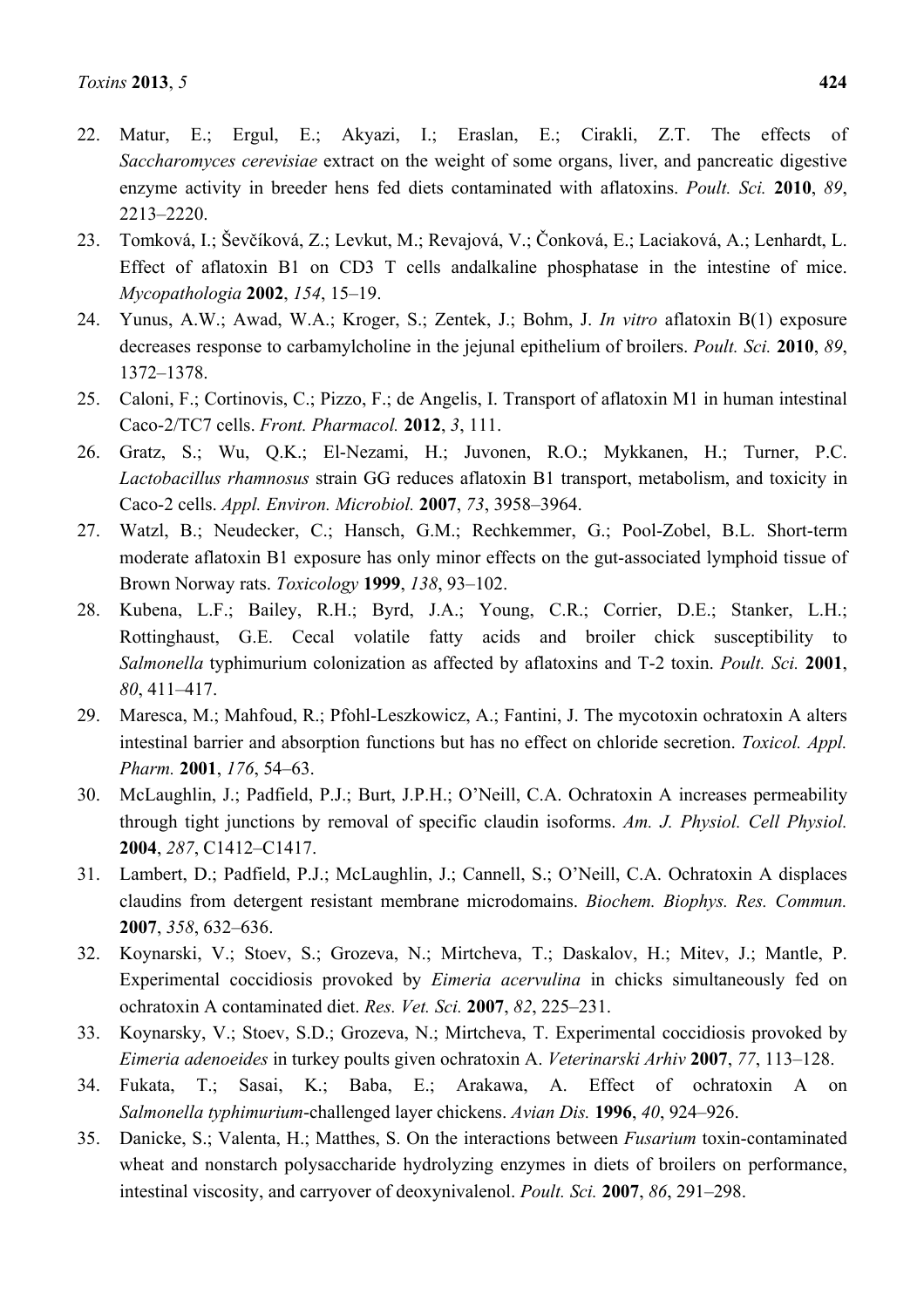22. Matur, E.; Ergul, E.; Akyazi, I.; Eraslan, E.; Cirakli, Z.T. The effects of *Saccharomyces cerevisiae* extract on the weight of some organs, liver, and pancreatic digestive enzyme activity in breeder hens fed diets contaminated with aflatoxins. *Poult. Sci.* **2010**, *89*, 2213–2220.
23. Tomková, I.; Ševčíková, Z.; Levkut, M.; Revajová, V.; Čonková, E.; Laciaková, A.; Lenhardt, L. Effect of aflatoxin B1 on CD3 T cells andalkaline phosphatase in the intestine of mice. *Mycopathologia* **2002**, *154*, 15–19.
24. Yunus, A.W.; Awad, W.A.; Kroger, S.; Zentek, J.; Bohm, J. *In vitro* aflatoxin B(1) exposure decreases response to carbamylcholine in the jejunal epithelium of broilers. *Poult. Sci.* **2010**, *89*, 1372–1378.
25. Caloni, F.; Cortinovis, C.; Pizzo, F.; de Angelis, I. Transport of aflatoxin M1 in human intestinal Caco-2/TC7 cells. *Front. Pharmacol.* **2012**, *3*, 111.
26. Gratz, S.; Wu, Q.K.; El-Nezami, H.; Juvonen, R.O.; Mykkanen, H.; Turner, P.C. *Lactobacillus rhamnosus* strain GG reduces aflatoxin B1 transport, metabolism, and toxicity in Caco-2 cells. *Appl. Environ. Microbiol.* **2007**, *73*, 3958–3964.
27. Watzl, B.; Neudecker, C.; Hansch, G.M.; Rechkemmer, G.; Pool-Zobel, B.L. Short-term moderate aflatoxin B1 exposure has only minor effects on the gut-associated lymphoid tissue of Brown Norway rats. *Toxicology* **1999**, *138*, 93–102.
28. Kubena, L.F.; Bailey, R.H.; Byrd, J.A.; Young, C.R.; Corrier, D.E.; Stanker, L.H.; Rottinghaust, G.E. Cecal volatile fatty acids and broiler chick susceptibility to *Salmonella* typhimurium colonization as affected by aflatoxins and T-2 toxin. *Poult. Sci.* **2001**, *80*, 411–417.
29. Maresca, M.; Mahfoud, R.; Pfohl-Leszkowicz, A.; Fantini, J. The mycotoxin ochratoxin A alters intestinal barrier and absorption functions but has no effect on chloride secretion. *Toxicol. Appl. Pharm.* **2001**, *176*, 54–63.
30. McLaughlin, J.; Padfield, P.J.; Burt, J.P.H.; O'Neill, C.A. Ochratoxin A increases permeability through tight junctions by removal of specific claudin isoforms. *Am. J. Physiol. Cell Physiol.* **2004**, *287*, C1412–C1417.
31. Lambert, D.; Padfield, P.J.; McLaughlin, J.; Cannell, S.; O'Neill, C.A. Ochratoxin A displaces claudins from detergent resistant membrane microdomains. *Biochem. Biophys. Res. Commun.* **2007**, *358*, 632–636.
32. Koynarski, V.; Stoev, S.; Grozeva, N.; Mirtcheva, T.; Daskalov, H.; Mitev, J.; Mantle, P. Experimental coccidiosis provoked by *Eimeria acervulina* in chicks simultaneously fed on ochratoxin A contaminated diet. *Res. Vet. Sci.* **2007**, *82*, 225–231.
33. Koynarsky, V.; Stoev, S.D.; Grozeva, N.; Mirtcheva, T. Experimental coccidiosis provoked by *Eimeria adenoeides* in turkey poults given ochratoxin A. *Veterinarski Arhiv* **2007**, *77*, 113–128.
34. Fukata, T.; Sasai, K.; Baba, E.; Arakawa, A. Effect of ochratoxin A on *Salmonella typhimurium*-challenged layer chickens. *Avian Dis.* **1996**, *40*, 924–926.
35. Danicke, S.; Valenta, H.; Matthes, S. On the interactions between *Fusarium* toxin-contaminated wheat and nonstarch polysaccharide hydrolyzing enzymes in diets of broilers on performance, intestinal viscosity, and carryover of deoxynivalenol. *Poult. Sci.* **2007**, *86*, 291–298.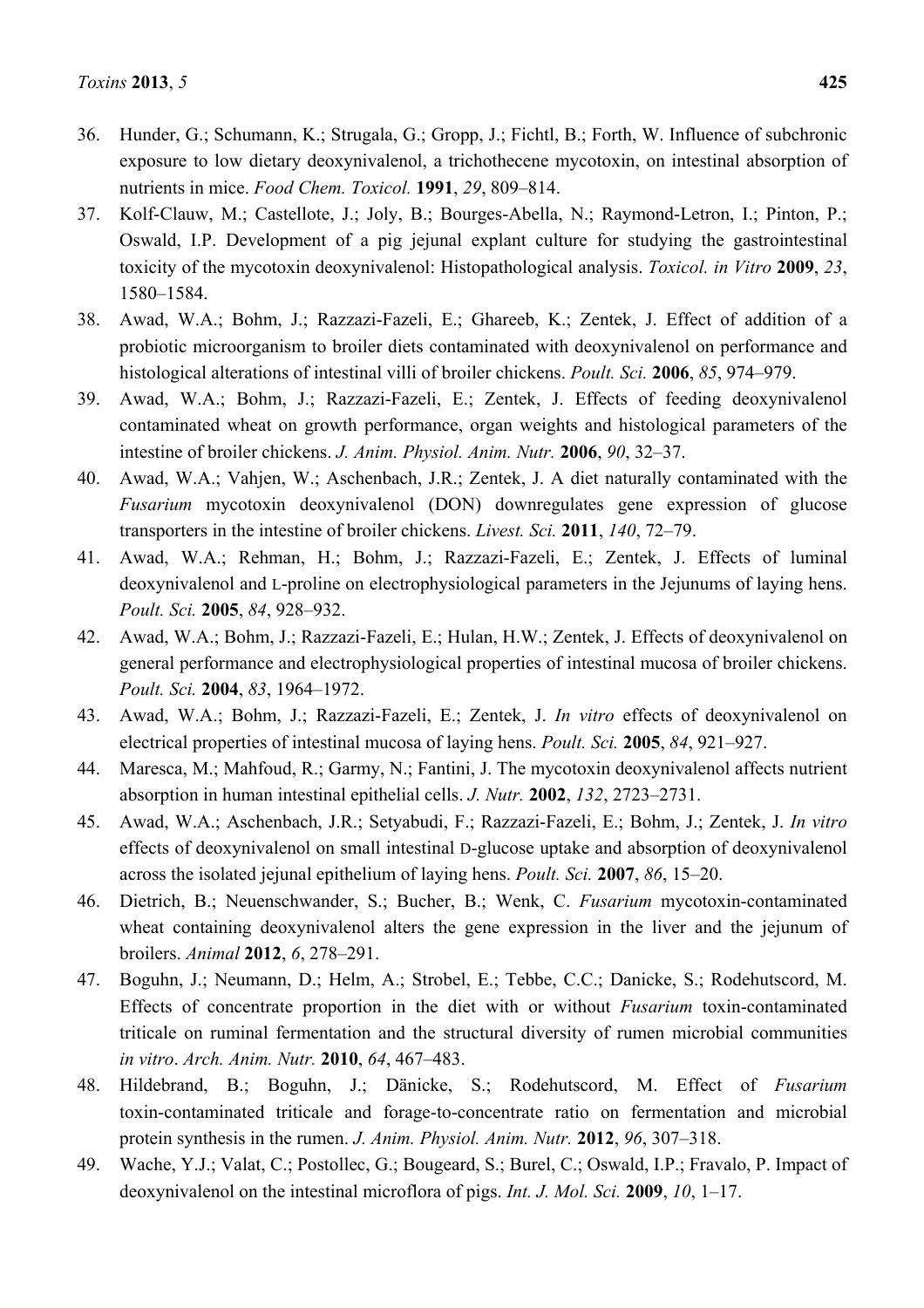36. Hunder, G.; Schumann, K.; Strugala, G.; Gropp, J.; Fichtl, B.; Forth, W. Influence of subchronic exposure to low dietary deoxynivalenol, a trichothecene mycotoxin, on intestinal absorption of nutrients in mice. *Food Chem. Toxicol.* **1991**, *29*, 809–814.
37. Kolf-Clauw, M.; Castellote, J.; Joly, B.; Bourges-Abella, N.; Raymond-Letron, I.; Pinton, P.; Oswald, I.P. Development of a pig jejunal explant culture for studying the gastrointestinal toxicity of the mycotoxin deoxynivalenol: Histopathological analysis. *Toxicol. in Vitro* **2009**, *23*, 1580–1584.
38. Awad, W.A.; Bohm, J.; Razzazi-Fazeli, E.; Ghareeb, K.; Zentek, J. Effect of addition of a probiotic microorganism to broiler diets contaminated with deoxynivalenol on performance and histological alterations of intestinal villi of broiler chickens. *Poult. Sci.* **2006**, *85*, 974–979.
39. Awad, W.A.; Bohm, J.; Razzazi-Fazeli, E.; Zentek, J. Effects of feeding deoxynivalenol contaminated wheat on growth performance, organ weights and histological parameters of the intestine of broiler chickens. *J. Anim. Physiol. Anim. Nutr.* **2006**, *90*, 32–37.
40. Awad, W.A.; Vahjen, W.; Aschenbach, J.R.; Zentek, J. A diet naturally contaminated with the *Fusarium* mycotoxin deoxynivalenol (DON) downregulates gene expression of glucose transporters in the intestine of broiler chickens. *Livest. Sci.* **2011**, *140*, 72–79.
41. Awad, W.A.; Rehman, H.; Bohm, J.; Razzazi-Fazeli, E.; Zentek, J. Effects of luminal deoxynivalenol and L-proline on electrophysiological parameters in the Jejunums of laying hens. *Poult. Sci.* **2005**, *84*, 928–932.
42. Awad, W.A.; Bohm, J.; Razzazi-Fazeli, E.; Hulan, H.W.; Zentek, J. Effects of deoxynivalenol on general performance and electrophysiological properties of intestinal mucosa of broiler chickens. *Poult. Sci.* **2004**, *83*, 1964–1972.
43. Awad, W.A.; Bohm, J.; Razzazi-Fazeli, E.; Zentek, J. *In vitro* effects of deoxynivalenol on electrical properties of intestinal mucosa of laying hens. *Poult. Sci.* **2005**, *84*, 921–927.
44. Maresca, M.; Mahfoud, R.; Garmy, N.; Fantini, J. The mycotoxin deoxynivalenol affects nutrient absorption in human intestinal epithelial cells. *J. Nutr.* **2002**, *132*, 2723–2731.
45. Awad, W.A.; Aschenbach, J.R.; Setyabudi, F.; Razzazi-Fazeli, E.; Bohm, J.; Zentek, J. *In vitro* effects of deoxynivalenol on small intestinal D-glucose uptake and absorption of deoxynivalenol across the isolated jejunal epithelium of laying hens. *Poult. Sci.* **2007**, *86*, 15–20.
46. Dietrich, B.; Neuenschwander, S.; Bucher, B.; Wenk, C. *Fusarium* mycotoxin-contaminated wheat containing deoxynivalenol alters the gene expression in the liver and the jejunum of broilers. *Animal* **2012**, *6*, 278–291.
47. Boguhn, J.; Neumann, D.; Helm, A.; Strobel, E.; Tebbe, C.C.; Danicke, S.; Rodehutscord, M. Effects of concentrate proportion in the diet with or without *Fusarium* toxin-contaminated triticale on ruminal fermentation and the structural diversity of rumen microbial communities *in vitro*. *Arch. Anim. Nutr.* **2010**, *64*, 467–483.
48. Hildebrand, B.; Boguhn, J.; Dänicke, S.; Rodehutscord, M. Effect of *Fusarium* toxin-contaminated triticale and forage-to-concentrate ratio on fermentation and microbial protein synthesis in the rumen. *J. Anim. Physiol. Anim. Nutr.* **2012**, *96*, 307–318.
49. Wache, Y.J.; Valat, C.; Postollec, G.; Bougeard, S.; Burel, C.; Oswald, I.P.; Fravalo, P. Impact of deoxynivalenol on the intestinal microflora of pigs. *Int. J. Mol. Sci.* **2009**, *10*, 1–17.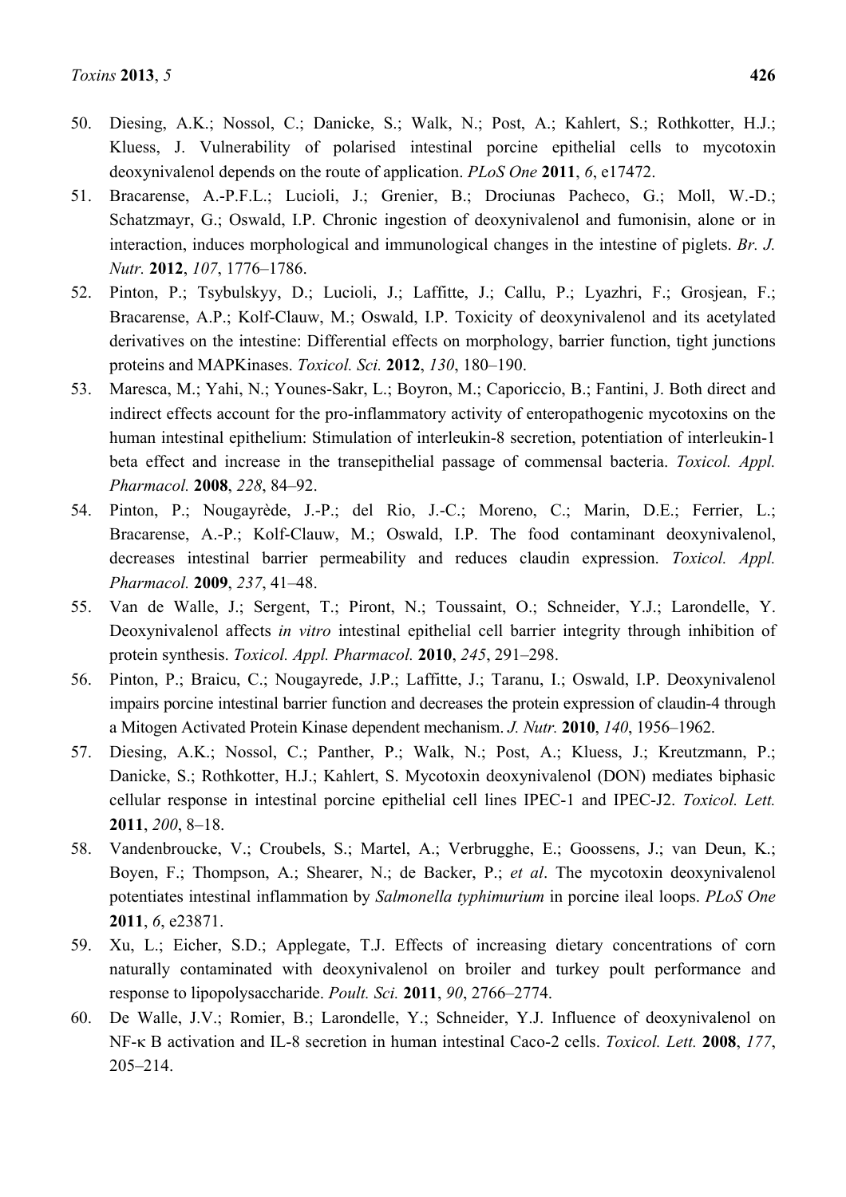50. Diesing, A.K.; Nossol, C.; Danicke, S.; Walk, N.; Post, A.; Kahlert, S.; Rothkotter, H.J.; Kluess, J. Vulnerability of polarised intestinal porcine epithelial cells to mycotoxin deoxynivalenol depends on the route of application. *PLoS One* **2011**, *6*, e17472.
51. Bracarense, A.-P.F.L.; Lucioli, J.; Grenier, B.; Drociunas Pacheco, G.; Moll, W.-D.; Schatzmayr, G.; Oswald, I.P. Chronic ingestion of deoxynivalenol and fumonisin, alone or in interaction, induces morphological and immunological changes in the intestine of piglets. *Br. J. Nutr.* **2012**, *107*, 1776–1786.
52. Pinton, P.; Tsybulskyy, D.; Lucioli, J.; Laffitte, J.; Callu, P.; Lyazhri, F.; Grosjean, F.; Bracarense, A.P.; Kolf-Clauw, M.; Oswald, I.P. Toxicity of deoxynivalenol and its acetylated derivatives on the intestine: Differential effects on morphology, barrier function, tight junctions proteins and MAPKinases. *Toxicol. Sci.* **2012**, *130*, 180–190.
53. Maresca, M.; Yahi, N.; Younes-Sakr, L.; Boyron, M.; Caporiccio, B.; Fantini, J. Both direct and indirect effects account for the pro-inflammatory activity of enteropathogenic mycotoxins on the human intestinal epithelium: Stimulation of interleukin-8 secretion, potentiation of interleukin-1 beta effect and increase in the transepithelial passage of commensal bacteria. *Toxicol. Appl. Pharmacol.* **2008**, *228*, 84–92.
54. Pinton, P.; Nougayrède, J.-P.; del Rio, J.-C.; Moreno, C.; Marin, D.E.; Ferrier, L.; Bracarense, A.-P.; Kolf-Clauw, M.; Oswald, I.P. The food contaminant deoxynivalenol, decreases intestinal barrier permeability and reduces claudin expression. *Toxicol. Appl. Pharmacol.* **2009**, *237*, 41–48.
55. Van de Walle, J.; Sergent, T.; Piront, N.; Toussaint, O.; Schneider, Y.J.; Larondelle, Y. Deoxynivalenol affects *in vitro* intestinal epithelial cell barrier integrity through inhibition of protein synthesis. *Toxicol. Appl. Pharmacol.* **2010**, *245*, 291–298.
56. Pinton, P.; Braicu, C.; Nougayrede, J.P.; Laffitte, J.; Taranu, I.; Oswald, I.P. Deoxynivalenol impairs porcine intestinal barrier function and decreases the protein expression of claudin-4 through a Mitogen Activated Protein Kinase dependent mechanism. *J. Nutr.* **2010**, *140*, 1956–1962.
57. Diesing, A.K.; Nossol, C.; Panther, P.; Walk, N.; Post, A.; Kluess, J.; Kreutzmann, P.; Danicke, S.; Rothkotter, H.J.; Kahlert, S. Mycotoxin deoxynivalenol (DON) mediates biphasic cellular response in intestinal porcine epithelial cell lines IPEC-1 and IPEC-J2. *Toxicol. Lett.* **2011**, *200*, 8–18.
58. Vandenbroucke, V.; Croubels, S.; Martel, A.; Verbrugghe, E.; Goossens, J.; van Deun, K.; Boyen, F.; Thompson, A.; Shearer, N.; de Backer, P.; *et al*. The mycotoxin deoxynivalenol potentiates intestinal inflammation by *Salmonella typhimurium* in porcine ileal loops. *PLoS One* **2011**, *6*, e23871.
59. Xu, L.; Eicher, S.D.; Applegate, T.J. Effects of increasing dietary concentrations of corn naturally contaminated with deoxynivalenol on broiler and turkey poult performance and response to lipopolysaccharide. *Poult. Sci.* **2011**, *90*, 2766–2774.
60. De Walle, J.V.; Romier, B.; Larondelle, Y.; Schneider, Y.J. Influence of deoxynivalenol on NF-κ B activation and IL-8 secretion in human intestinal Caco-2 cells. *Toxicol. Lett.* **2008**, *177*, 205–214.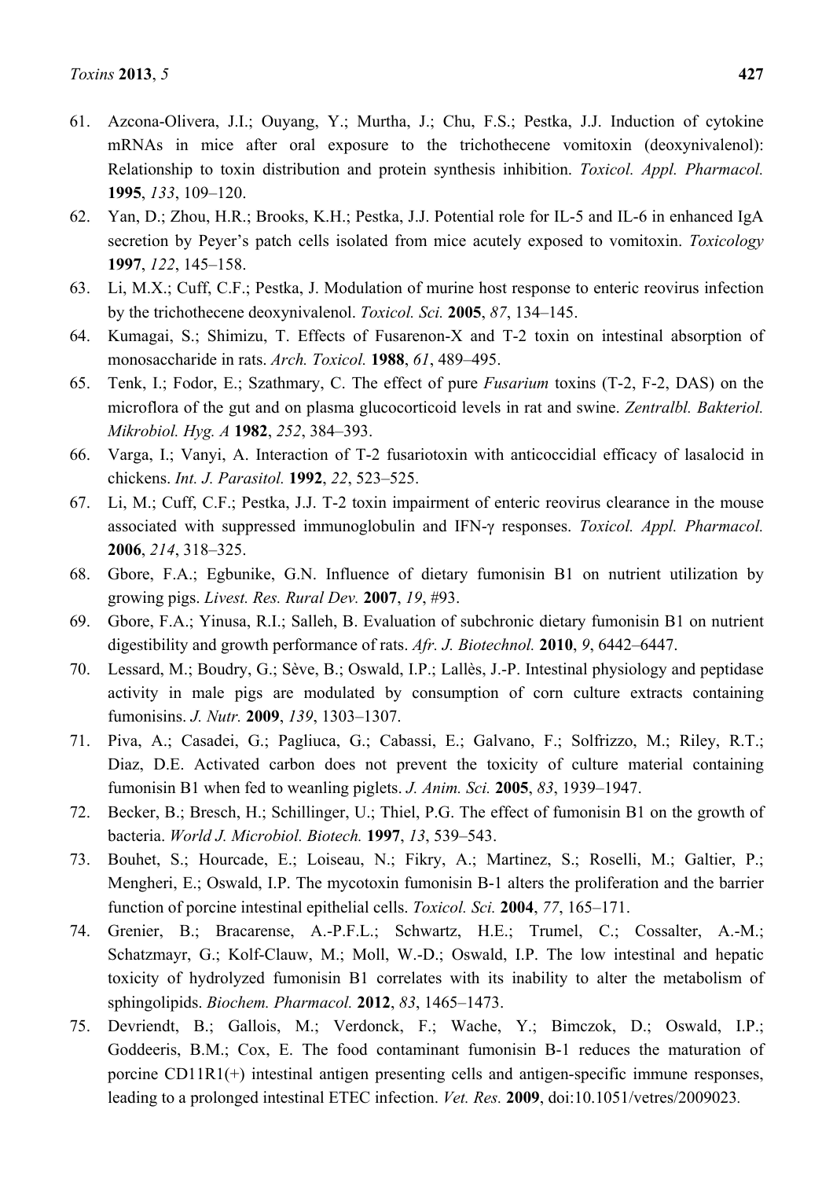61. Azcona-Olivera, J.I.; Ouyang, Y.; Murtha, J.; Chu, F.S.; Pestka, J.J. Induction of cytokine mRNAs in mice after oral exposure to the trichothecene vomitoxin (deoxynivalenol): Relationship to toxin distribution and protein synthesis inhibition. *Toxicol. Appl. Pharmacol.* **1995**, *133*, 109–120.
62. Yan, D.; Zhou, H.R.; Brooks, K.H.; Pestka, J.J. Potential role for IL-5 and IL-6 in enhanced IgA secretion by Peyer's patch cells isolated from mice acutely exposed to vomitoxin. *Toxicology* **1997**, *122*, 145–158.
63. Li, M.X.; Cuff, C.F.; Pestka, J. Modulation of murine host response to enteric reovirus infection by the trichothecene deoxynivalenol. *Toxicol. Sci.* **2005**, *87*, 134–145.
64. Kumagai, S.; Shimizu, T. Effects of Fusarenon-X and T-2 toxin on intestinal absorption of monosaccharide in rats. *Arch. Toxicol.* **1988**, *61*, 489–495.
65. Tenk, I.; Fodor, E.; Szathmary, C. The effect of pure *Fusarium* toxins (T-2, F-2, DAS) on the microflora of the gut and on plasma glucocorticoid levels in rat and swine. *Zentralbl. Bakteriol. Mikrobiol. Hyg. A* **1982**, *252*, 384–393.
66. Varga, I.; Vanyi, A. Interaction of T-2 fusariotoxin with anticoccidial efficacy of lasalocid in chickens. *Int. J. Parasitol.* **1992**, *22*, 523–525.
67. Li, M.; Cuff, C.F.; Pestka, J.J. T-2 toxin impairment of enteric reovirus clearance in the mouse associated with suppressed immunoglobulin and IFN-γ responses. *Toxicol. Appl. Pharmacol.* **2006**, *214*, 318–325.
68. Gbore, F.A.; Egbunike, G.N. Influence of dietary fumonisin B1 on nutrient utilization by growing pigs. *Livest. Res. Rural Dev.* **2007**, *19*, #93.
69. Gbore, F.A.; Yinusa, R.I.; Salleh, B. Evaluation of subchronic dietary fumonisin B1 on nutrient digestibility and growth performance of rats. *Afr. J. Biotechnol.* **2010**, *9*, 6442–6447.
70. Lessard, M.; Boudry, G.; Sève, B.; Oswald, I.P.; Lallès, J.-P. Intestinal physiology and peptidase activity in male pigs are modulated by consumption of corn culture extracts containing fumonisins. *J. Nutr.* **2009**, *139*, 1303–1307.
71. Piva, A.; Casadei, G.; Pagliuca, G.; Cabassi, E.; Galvano, F.; Solfrizzo, M.; Riley, R.T.; Diaz, D.E. Activated carbon does not prevent the toxicity of culture material containing fumonisin B1 when fed to weanling piglets. *J. Anim. Sci.* **2005**, *83*, 1939–1947.
72. Becker, B.; Bresch, H.; Schillinger, U.; Thiel, P.G. The effect of fumonisin B1 on the growth of bacteria. *World J. Microbiol. Biotech.* **1997**, *13*, 539–543.
73. Bouhet, S.; Hourcade, E.; Loiseau, N.; Fikry, A.; Martinez, S.; Roselli, M.; Galtier, P.; Mengheri, E.; Oswald, I.P. The mycotoxin fumonisin B-1 alters the proliferation and the barrier function of porcine intestinal epithelial cells. *Toxicol. Sci.* **2004**, *77*, 165–171.
74. Grenier, B.; Bracarense, A.-P.F.L.; Schwartz, H.E.; Trumel, C.; Cossalter, A.-M.; Schatzmayr, G.; Kolf-Clauw, M.; Moll, W.-D.; Oswald, I.P. The low intestinal and hepatic toxicity of hydrolyzed fumonisin B1 correlates with its inability to alter the metabolism of sphingolipids. *Biochem. Pharmacol.* **2012**, *83*, 1465–1473.
75. Devriendt, B.; Gallois, M.; Verdonck, F.; Wache, Y.; Bimczok, D.; Oswald, I.P.; Goddeeris, B.M.; Cox, E. The food contaminant fumonisin B-1 reduces the maturation of porcine CD11R1(+) intestinal antigen presenting cells and antigen-specific immune responses, leading to a prolonged intestinal ETEC infection. *Vet. Res.* **2009**, doi:10.1051/vetres/2009023.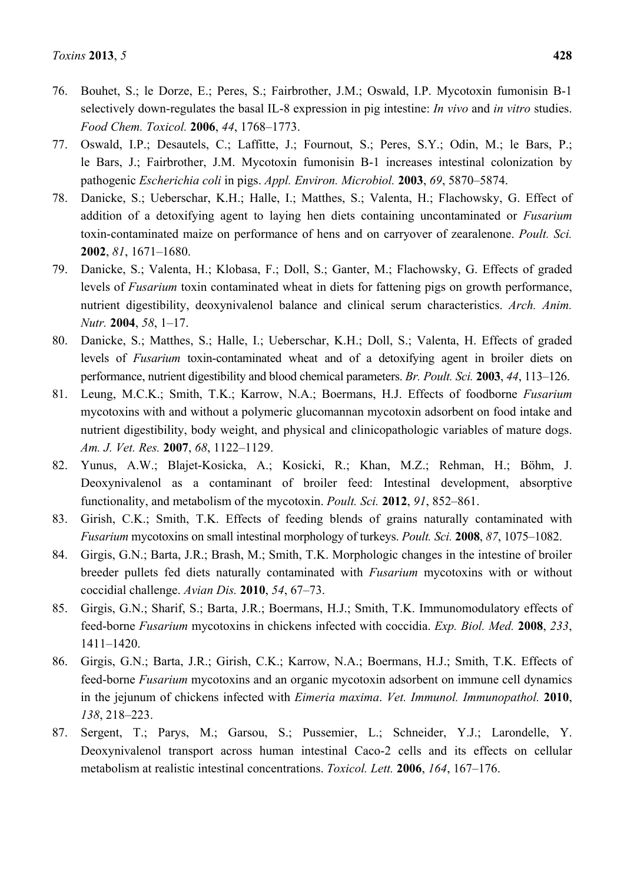76. Bouhet, S.; le Dorze, E.; Peres, S.; Fairbrother, J.M.; Oswald, I.P. Mycotoxin fumonisin B-1 selectively down-regulates the basal IL-8 expression in pig intestine: *In vivo* and *in vitro* studies. *Food Chem. Toxicol.* **2006**, *44*, 1768–1773.
77. Oswald, I.P.; Desautels, C.; Laffitte, J.; Fournout, S.; Peres, S.Y.; Odin, M.; le Bars, P.; le Bars, J.; Fairbrother, J.M. Mycotoxin fumonisin B-1 increases intestinal colonization by pathogenic *Escherichia coli* in pigs. *Appl. Environ. Microbiol.* **2003**, *69*, 5870–5874.
78. Danicke, S.; Ueberschar, K.H.; Halle, I.; Matthes, S.; Valenta, H.; Flachowsky, G. Effect of addition of a detoxifying agent to laying hen diets containing uncontaminated or *Fusarium* toxin-contaminated maize on performance of hens and on carryover of zearalenone. *Poult. Sci.* **2002**, *81*, 1671–1680.
79. Danicke, S.; Valenta, H.; Klobasa, F.; Doll, S.; Ganter, M.; Flachowsky, G. Effects of graded levels of *Fusarium* toxin contaminated wheat in diets for fattening pigs on growth performance, nutrient digestibility, deoxynivalenol balance and clinical serum characteristics. *Arch. Anim. Nutr.* **2004**, *58*, 1–17.
80. Danicke, S.; Matthes, S.; Halle, I.; Ueberschar, K.H.; Doll, S.; Valenta, H. Effects of graded levels of *Fusarium* toxin-contaminated wheat and of a detoxifying agent in broiler diets on performance, nutrient digestibility and blood chemical parameters. *Br. Poult. Sci.* **2003**, *44*, 113–126.
81. Leung, M.C.K.; Smith, T.K.; Karrow, N.A.; Boermans, H.J. Effects of foodborne *Fusarium* mycotoxins with and without a polymeric glucomannan mycotoxin adsorbent on food intake and nutrient digestibility, body weight, and physical and clinicopathologic variables of mature dogs. *Am. J. Vet. Res.* **2007**, *68*, 1122–1129.
82. Yunus, A.W.; Blajet-Kosicka, A.; Kosicki, R.; Khan, M.Z.; Rehman, H.; Böhm, J. Deoxynivalenol as a contaminant of broiler feed: Intestinal development, absorptive functionality, and metabolism of the mycotoxin. *Poult. Sci.* **2012**, *91*, 852–861.
83. Girish, C.K.; Smith, T.K. Effects of feeding blends of grains naturally contaminated with *Fusarium* mycotoxins on small intestinal morphology of turkeys. *Poult. Sci.* **2008**, *87*, 1075–1082.
84. Girgis, G.N.; Barta, J.R.; Brash, M.; Smith, T.K. Morphologic changes in the intestine of broiler breeder pullets fed diets naturally contaminated with *Fusarium* mycotoxins with or without coccidial challenge. *Avian Dis.* **2010**, *54*, 67–73.
85. Girgis, G.N.; Sharif, S.; Barta, J.R.; Boermans, H.J.; Smith, T.K. Immunomodulatory effects of feed-borne *Fusarium* mycotoxins in chickens infected with coccidia. *Exp. Biol. Med.* **2008**, *233*, 1411–1420.
86. Girgis, G.N.; Barta, J.R.; Girish, C.K.; Karrow, N.A.; Boermans, H.J.; Smith, T.K. Effects of feed-borne *Fusarium* mycotoxins and an organic mycotoxin adsorbent on immune cell dynamics in the jejunum of chickens infected with *Eimeria maxima*. *Vet. Immunol. Immunopathol.* **2010**, *138*, 218–223.
87. Sergent, T.; Parys, M.; Garsou, S.; Pussemier, L.; Schneider, Y.J.; Larondelle, Y. Deoxynivalenol transport across human intestinal Caco-2 cells and its effects on cellular metabolism at realistic intestinal concentrations. *Toxicol. Lett.* **2006**, *164*, 167–176.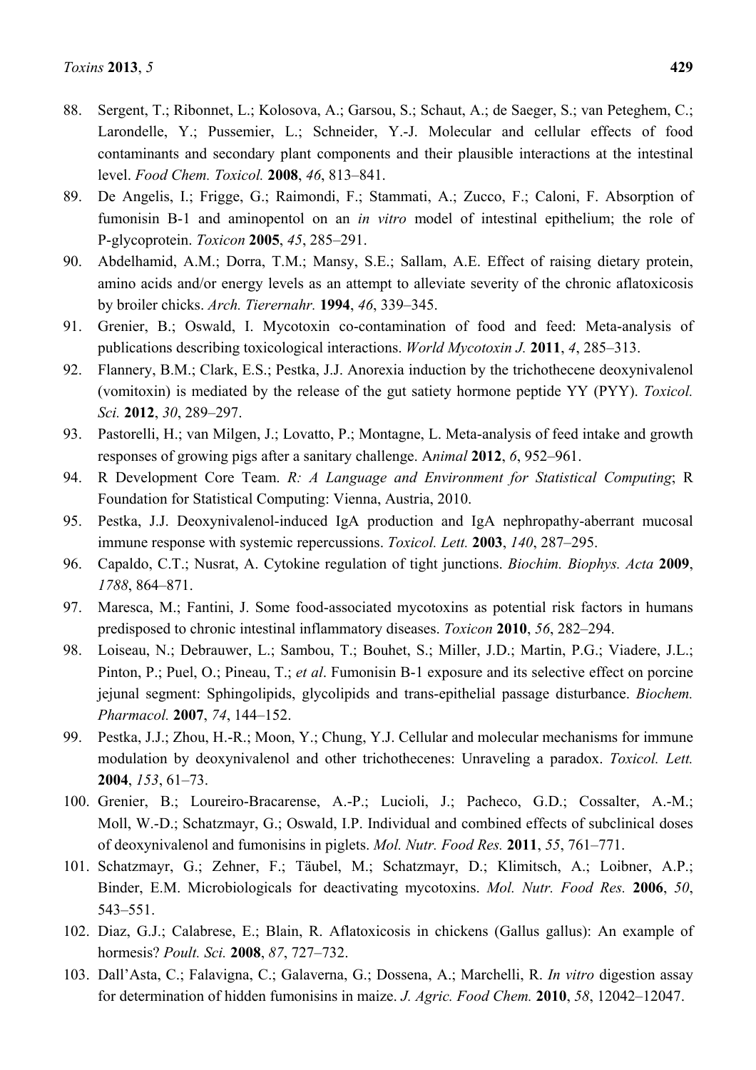88. Sergent, T.; Ribonnet, L.; Kolosova, A.; Garsou, S.; Schaut, A.; de Saeger, S.; van Peteghem, C.; Larondelle, Y.; Pussemier, L.; Schneider, Y.-J. Molecular and cellular effects of food contaminants and secondary plant components and their plausible interactions at the intestinal level. *Food Chem. Toxicol.* **2008**, *46*, 813–841.
89. De Angelis, I.; Frigge, G.; Raimondi, F.; Stammati, A.; Zucco, F.; Caloni, F. Absorption of fumonisin B-1 and aminopentol on an *in vitro* model of intestinal epithelium; the role of P-glycoprotein. *Toxicon* **2005**, *45*, 285–291.
90. Abdelhamid, A.M.; Dorra, T.M.; Mansy, S.E.; Sallam, A.E. Effect of raising dietary protein, amino acids and/or energy levels as an attempt to alleviate severity of the chronic aflatoxicosis by broiler chicks. *Arch. Tierernahr.* **1994**, *46*, 339–345.
91. Grenier, B.; Oswald, I. Mycotoxin co-contamination of food and feed: Meta-analysis of publications describing toxicological interactions. *World Mycotoxin J.* **2011**, *4*, 285–313.
92. Flannery, B.M.; Clark, E.S.; Pestka, J.J. Anorexia induction by the trichothecene deoxynivalenol (vomitoxin) is mediated by the release of the gut satiety hormone peptide YY (PYY). *Toxicol. Sci.* **2012**, *30*, 289–297.
93. Pastorelli, H.; van Milgen, J.; Lovatto, P.; Montagne, L. Meta-analysis of feed intake and growth responses of growing pigs after a sanitary challenge. A*nimal* **2012**, *6*, 952–961.
94. R Development Core Team. *R: A Language and Environment for Statistical Computing*; R Foundation for Statistical Computing: Vienna, Austria, 2010.
95. Pestka, J.J. Deoxynivalenol-induced IgA production and IgA nephropathy-aberrant mucosal immune response with systemic repercussions. *Toxicol. Lett.* **2003**, *140*, 287–295.
96. Capaldo, C.T.; Nusrat, A. Cytokine regulation of tight junctions. *Biochim. Biophys. Acta* **2009**, *1788*, 864–871.
97. Maresca, M.; Fantini, J. Some food-associated mycotoxins as potential risk factors in humans predisposed to chronic intestinal inflammatory diseases. *Toxicon* **2010**, *56*, 282–294.
98. Loiseau, N.; Debrauwer, L.; Sambou, T.; Bouhet, S.; Miller, J.D.; Martin, P.G.; Viadere, J.L.; Pinton, P.; Puel, O.; Pineau, T.; *et al*. Fumonisin B-1 exposure and its selective effect on porcine jejunal segment: Sphingolipids, glycolipids and trans-epithelial passage disturbance. *Biochem. Pharmacol.* **2007**, *74*, 144–152.
99. Pestka, J.J.; Zhou, H.-R.; Moon, Y.; Chung, Y.J. Cellular and molecular mechanisms for immune modulation by deoxynivalenol and other trichothecenes: Unraveling a paradox. *Toxicol. Lett.* **2004**, *153*, 61–73.
100. Grenier, B.; Loureiro-Bracarense, A.-P.; Lucioli, J.; Pacheco, G.D.; Cossalter, A.-M.; Moll, W.-D.; Schatzmayr, G.; Oswald, I.P. Individual and combined effects of subclinical doses of deoxynivalenol and fumonisins in piglets. *Mol. Nutr. Food Res.* **2011**, *55*, 761–771.
101. Schatzmayr, G.; Zehner, F.; Täubel, M.; Schatzmayr, D.; Klimitsch, A.; Loibner, A.P.; Binder, E.M. Microbiologicals for deactivating mycotoxins. *Mol. Nutr. Food Res.* **2006**, *50*, 543–551.
102. Diaz, G.J.; Calabrese, E.; Blain, R. Aflatoxicosis in chickens (Gallus gallus): An example of hormesis? *Poult. Sci.* **2008**, *87*, 727–732.
103. Dall'Asta, C.; Falavigna, C.; Galaverna, G.; Dossena, A.; Marchelli, R. *In vitro* digestion assay for determination of hidden fumonisins in maize. *J. Agric. Food Chem.* **2010**, *58*, 12042–12047.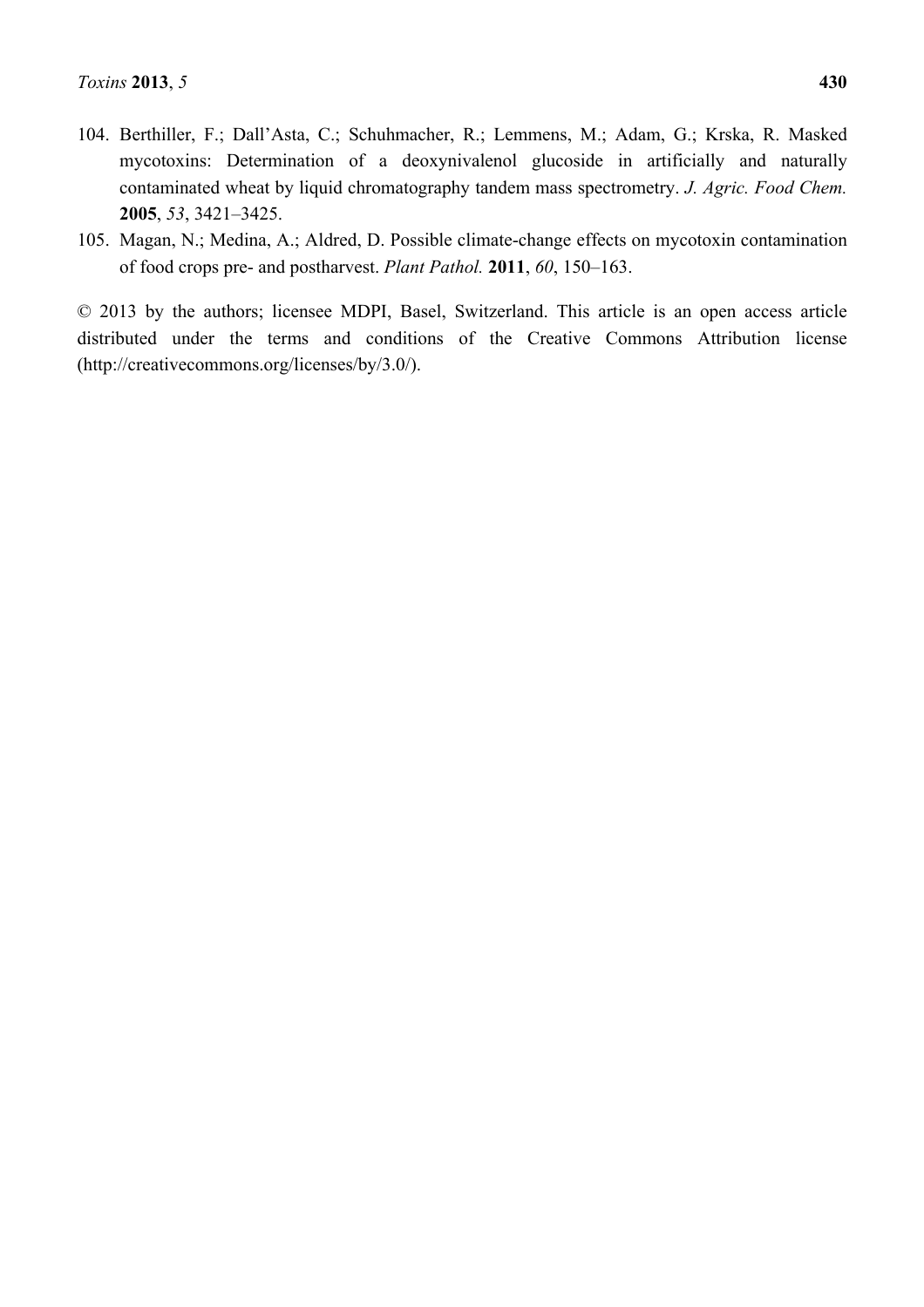104. Berthiller, F.; Dall'Asta, C.; Schuhmacher, R.; Lemmens, M.; Adam, G.; Krska, R. Masked mycotoxins: Determination of a deoxynivalenol glucoside in artificially and naturally contaminated wheat by liquid chromatography tandem mass spectrometry. *J. Agric. Food Chem.* **2005**, *53*, 3421–3425.
105. Magan, N.; Medina, A.; Aldred, D. Possible climate-change effects on mycotoxin contamination of food crops pre- and postharvest. *Plant Pathol.* **2011**, *60*, 150–163.

© 2013 by the authors; licensee MDPI, Basel, Switzerland. This article is an open access article distributed under the terms and conditions of the Creative Commons Attribution license (http://creativecommons.org/licenses/by/3.0/).